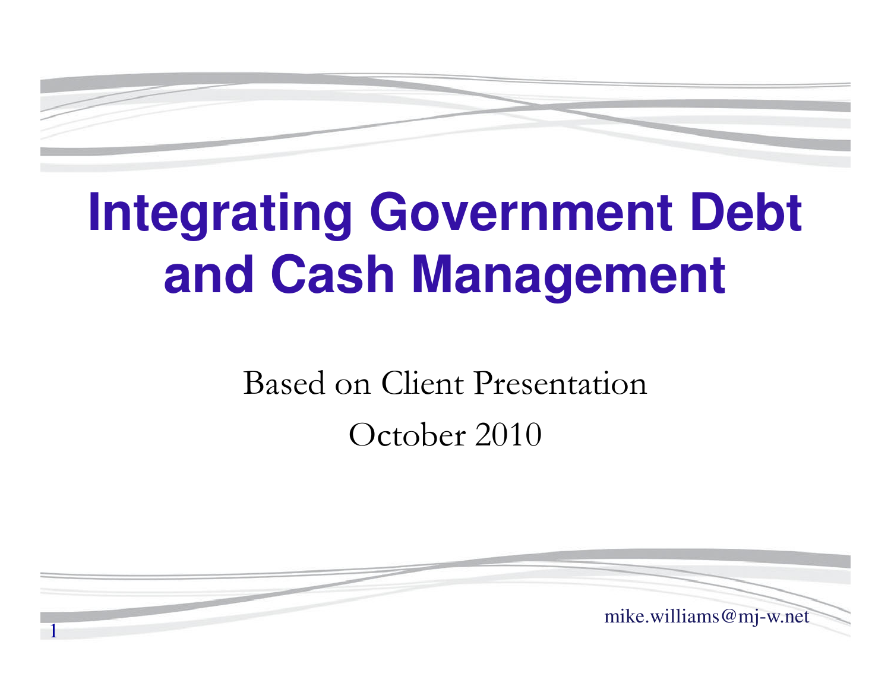# Integrating Government Debt and Cash Management

Based on Client Presentation

October 2010

mike.williams@mj-w.net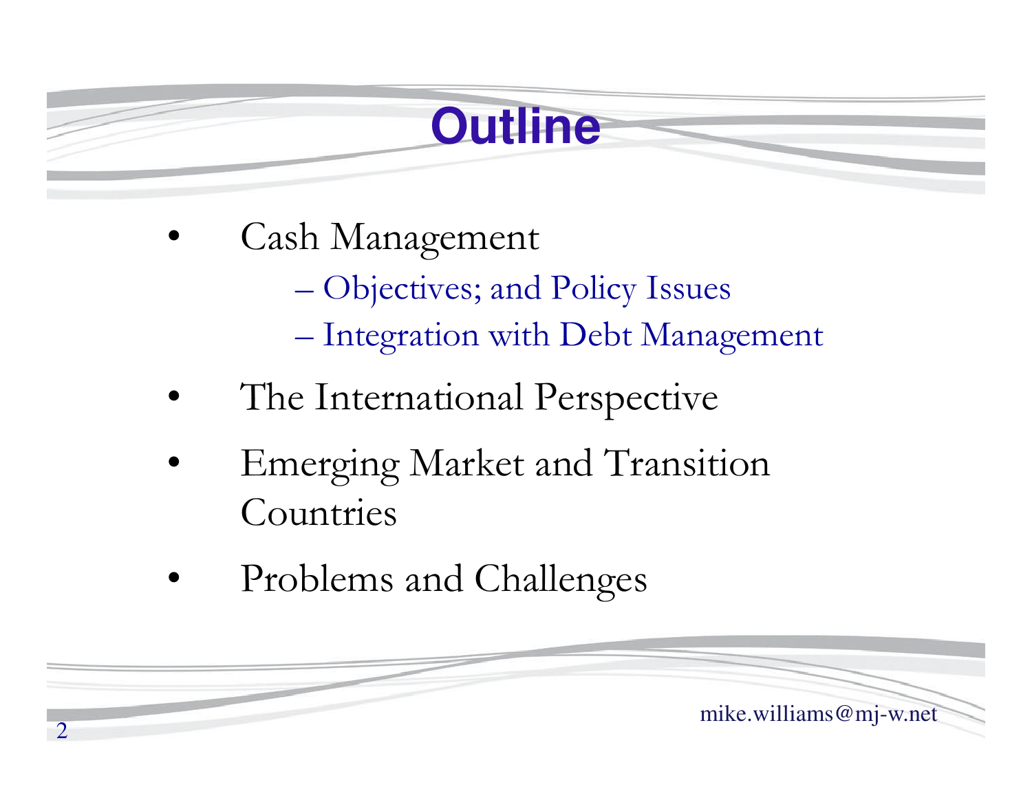# Outline

- Cash Management
  - Objectives; and Policy Issues
  - Integration with Debt Management
- The International Perspective
- Emerging Market and Transition Countries
- Problems and Challenges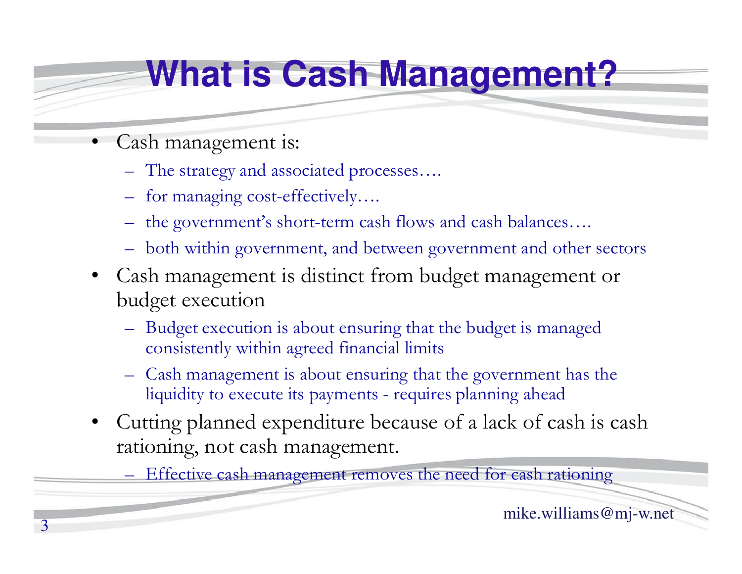# What is Cash Management?

- Cash management is:
  - The strategy and associated processes….
  - for managing cost-effectively….
  - the government's short-term cash flows and cash balances….
  - both within government, and between government and other sectors
- Cash management is distinct from budget management or budget execution
  - Budget execution is about ensuring that the budget is managed consistently within agreed financial limits
  - Cash management is about ensuring that the government has the liquidity to execute its payments - requires planning ahead
- Cutting planned expenditure because of a lack of cash is cash rationing, not cash management.
  - Effective cash management removes the need for cash rationing

mike.williams@mj-w.net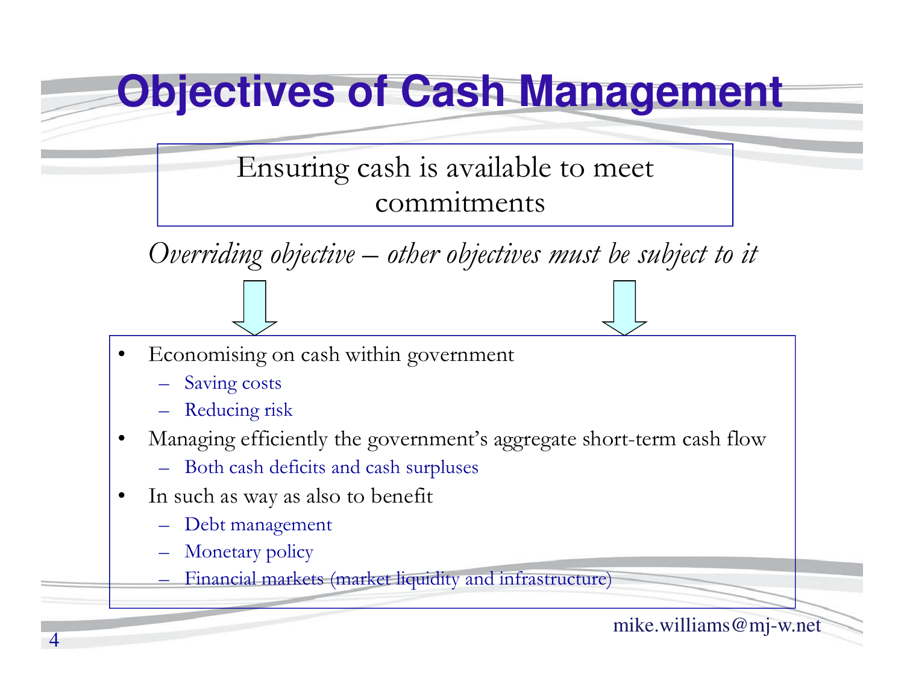# Objectives of Cash Management

Ensuring cash is available to meet commitments

*Overriding objective – other objectives must be subject to it*

- Economising on cash within government
  - Saving costs
  - Reducing risk
- Managing efficiently the government's aggregate short-term cash flow
  - Both cash deficits and cash surpluses
- In such as way as also to benefit
  - Debt management
  - Monetary policy
  - Financial markets (market liquidity and infrastructure)

mike.williams@mj-w.net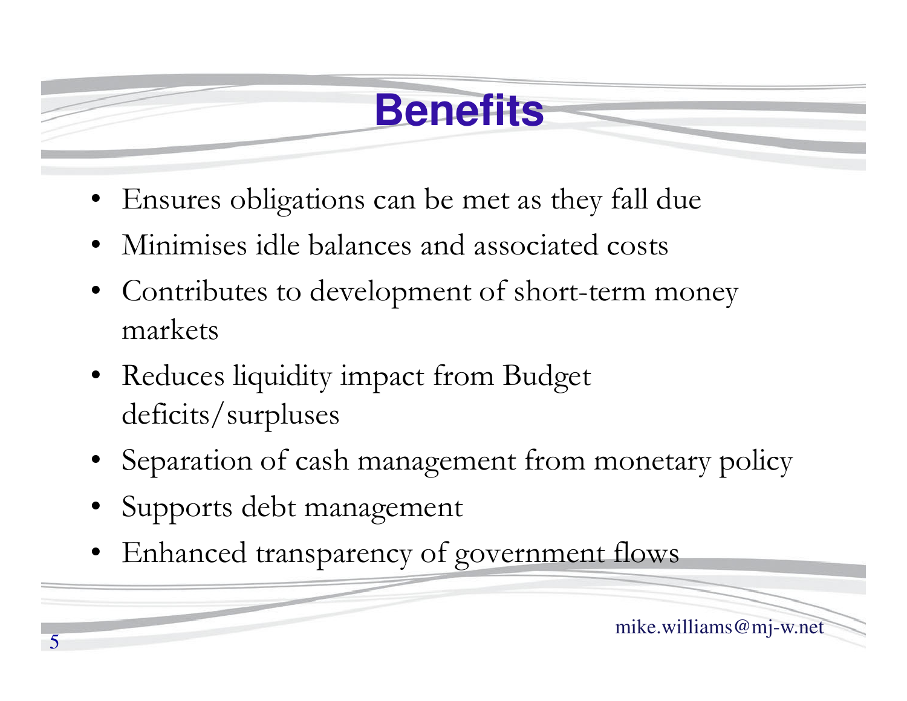# Benefits

- Ensures obligations can be met as they fall due
- Minimises idle balances and associated costs
- Contributes to development of short-term money markets
- Reduces liquidity impact from Budget deficits/surpluses
- Separation of cash management from monetary policy
- Supports debt management
- Enhanced transparency of government flows

mike.williams@mj-w.net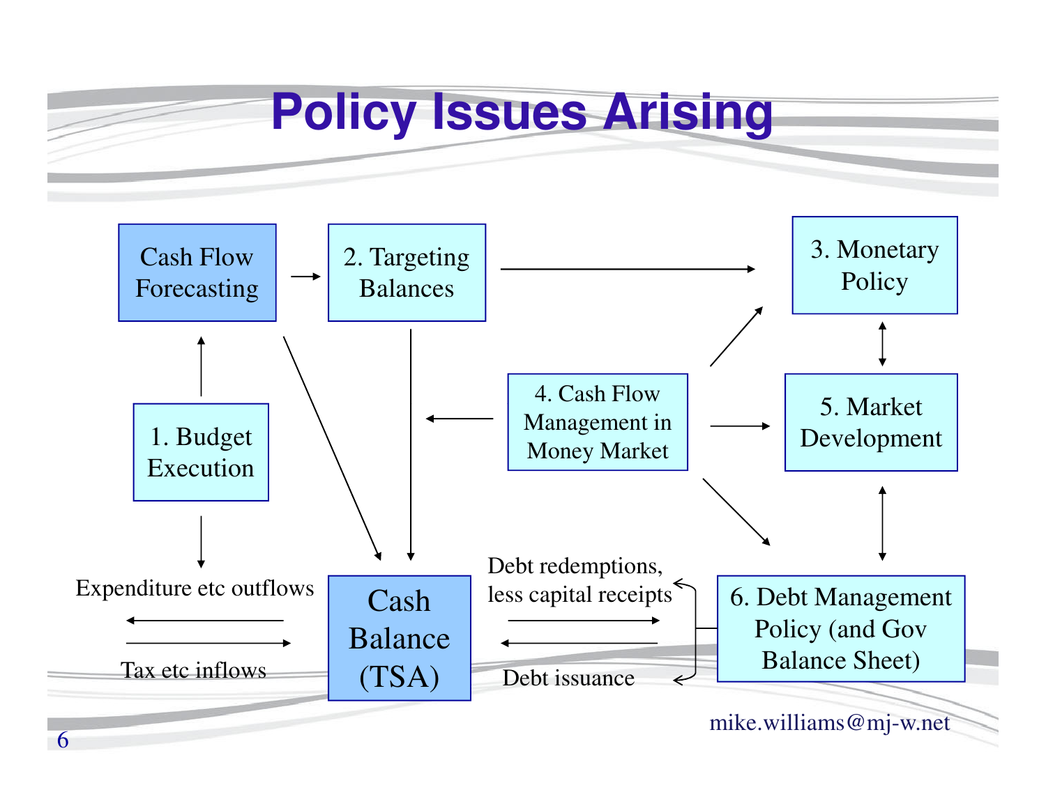# Policy Issues Arising

Cash Flow Forecasting

2. Targeting Balances

3. Monetary Policy

1. Budget Execution

4. Cash Flow Management in Money Market

5. Market Development

Expenditure etc outflows

Tax etc inflows

Cash Balance (TSA)

Debt redemptions, less capital receipts

Debt issuance

6. Debt Management Policy (and Gov Balance Sheet)

mike.williams@mj-w.net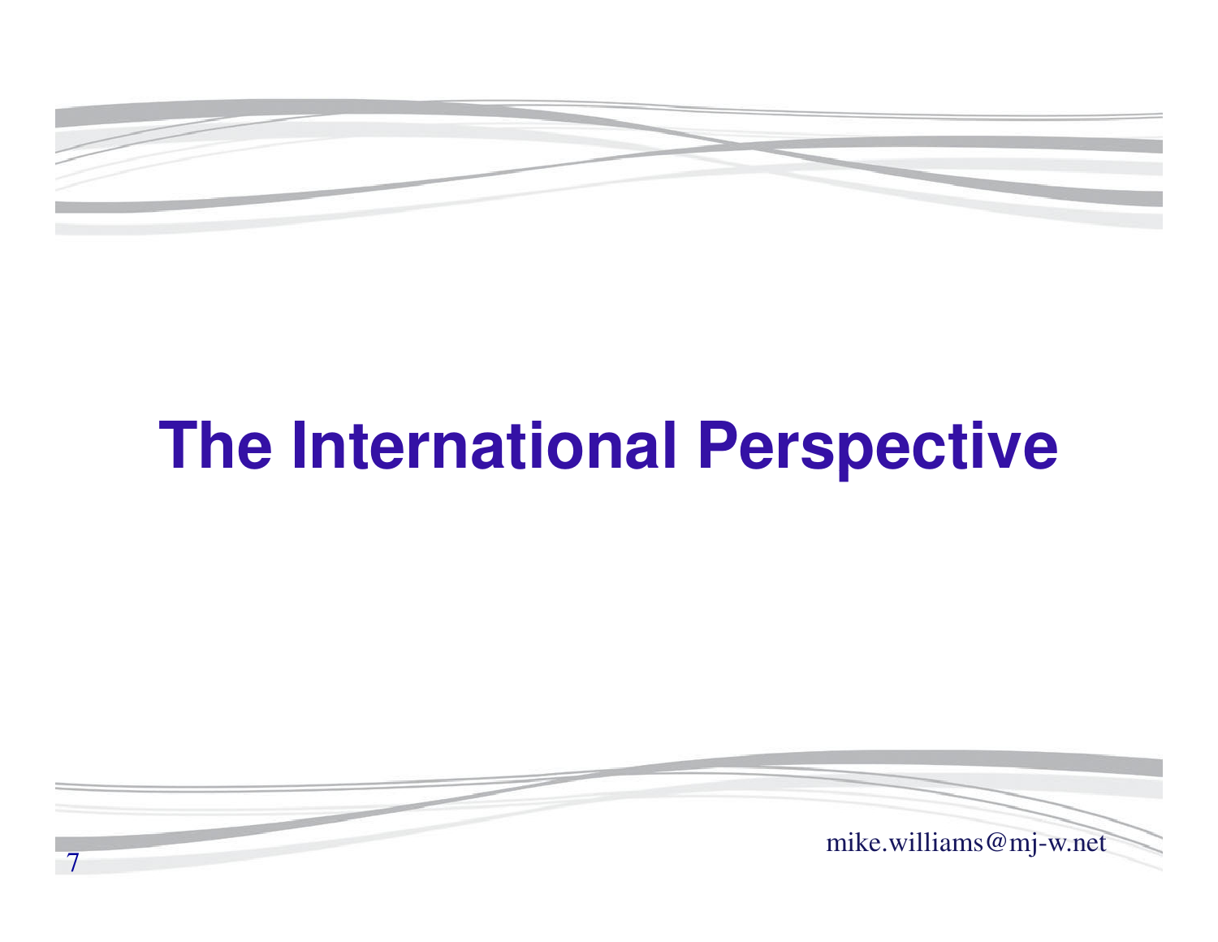# The International Perspective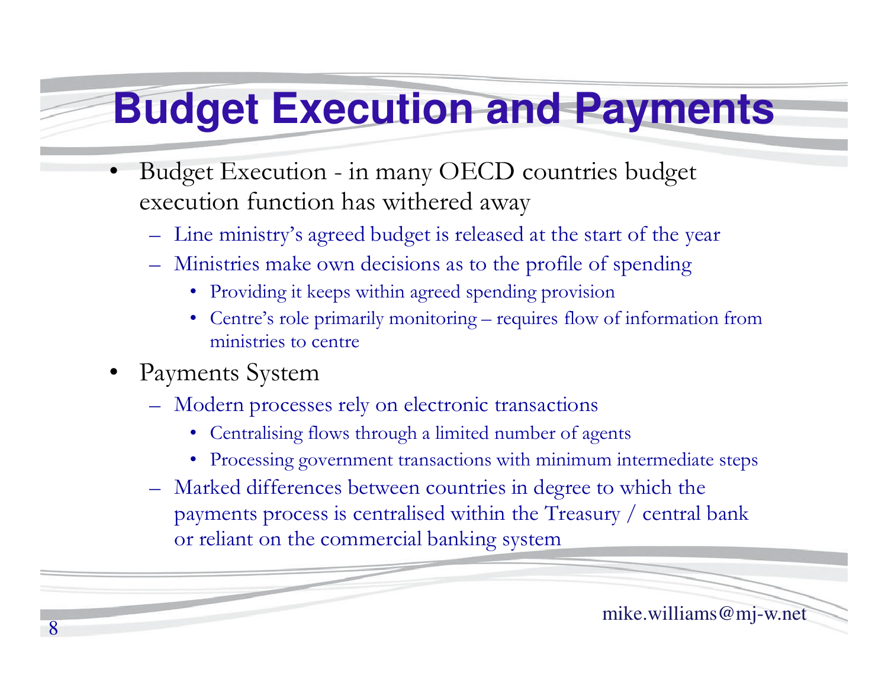# Budget Execution and Payments

- Budget Execution - in many OECD countries budget execution function has withered away
  - Line ministry's agreed budget is released at the start of the year
  - Ministries make own decisions as to the profile of spending
    - Providing it keeps within agreed spending provision
    - Centre's role primarily monitoring – requires flow of information from ministries to centre
- Payments System
  - Modern processes rely on electronic transactions
    - Centralising flows through a limited number of agents
    - Processing government transactions with minimum intermediate steps
  - Marked differences between countries in degree to which the payments process is centralised within the Treasury / central bank or reliant on the commercial banking system

mike.williams@mj-w.net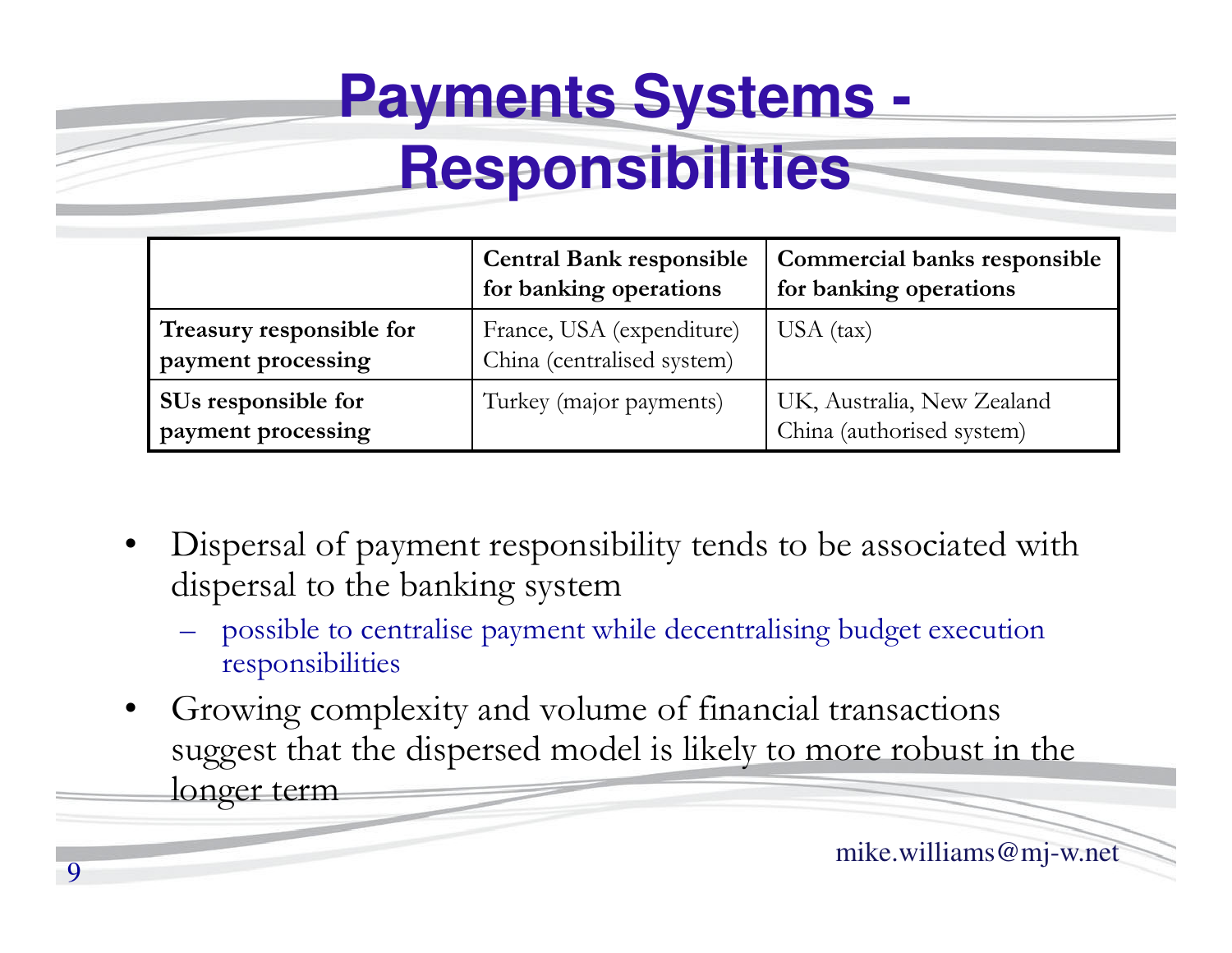# Payments Systems - Responsibilities

| | Central Bank responsible for banking operations | Commercial banks responsible for banking operations |
|---|---|---|
| **Treasury responsible for payment processing** | France, USA (expenditure) China (centralised system) | USA (tax) |
| **SUs responsible for payment processing** | Turkey (major payments) | UK, Australia, New Zealand China (authorised system) |

- Dispersal of payment responsibility tends to be associated with dispersal to the banking system
  - possible to centralise payment while decentralising budget execution responsibilities
- Growing complexity and volume of financial transactions suggest that the dispersed model is likely to more robust in the longer term

mike.williams@mj-w.net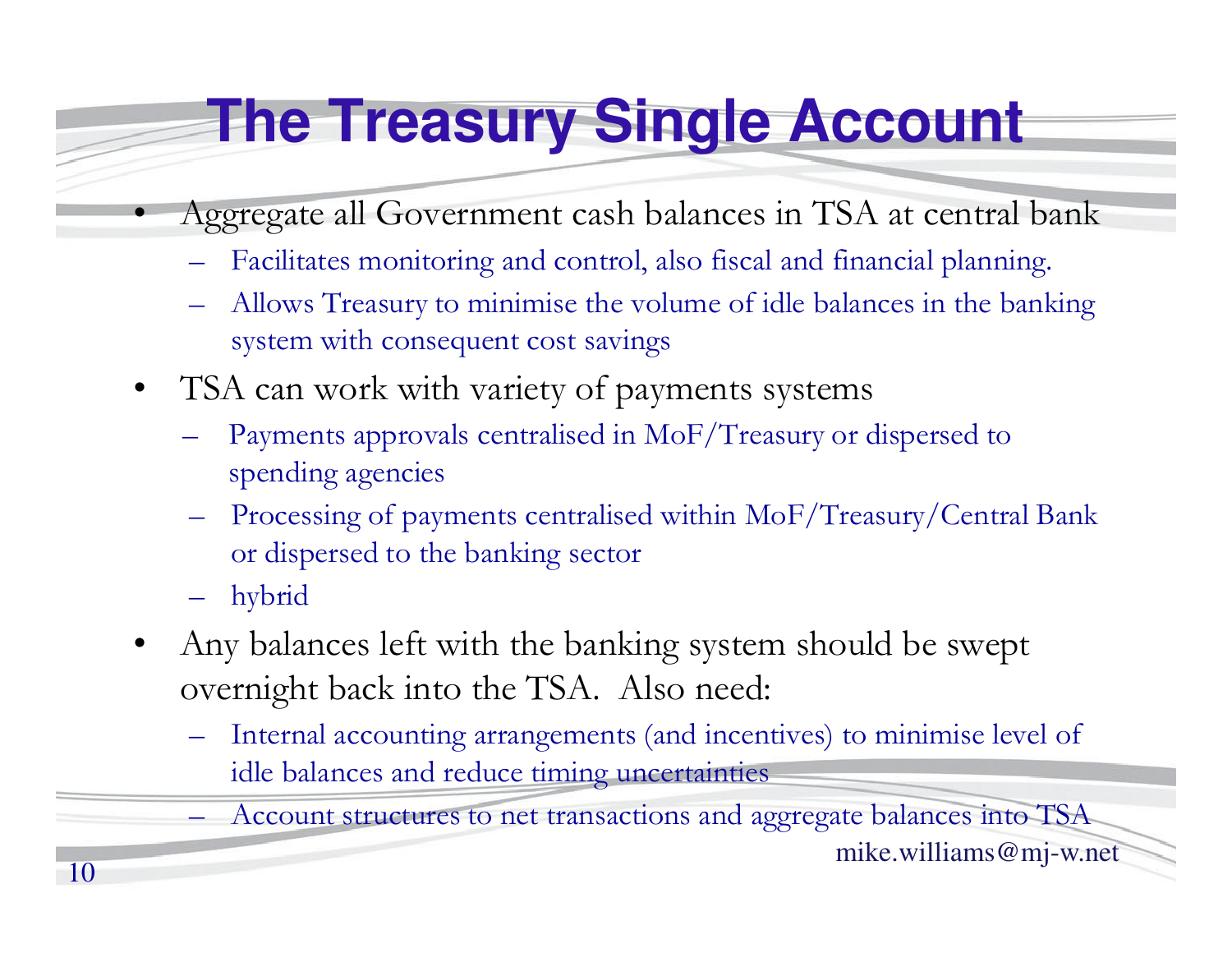# The Treasury Single Account

- Aggregate all Government cash balances in TSA at central bank
  - Facilitates monitoring and control, also fiscal and financial planning.
  - Allows Treasury to minimise the volume of idle balances in the banking system with consequent cost savings
- TSA can work with variety of payments systems
  - Payments approvals centralised in MoF/Treasury or dispersed to spending agencies
  - Processing of payments centralised within MoF/Treasury/Central Bank or dispersed to the banking sector
  - hybrid
- Any balances left with the banking system should be swept overnight back into the TSA. Also need:
  - Internal accounting arrangements (and incentives) to minimise level of idle balances and reduce timing uncertainties
  - Account structures to net transactions and aggregate balances into TSA

mike.williams@mj-w.net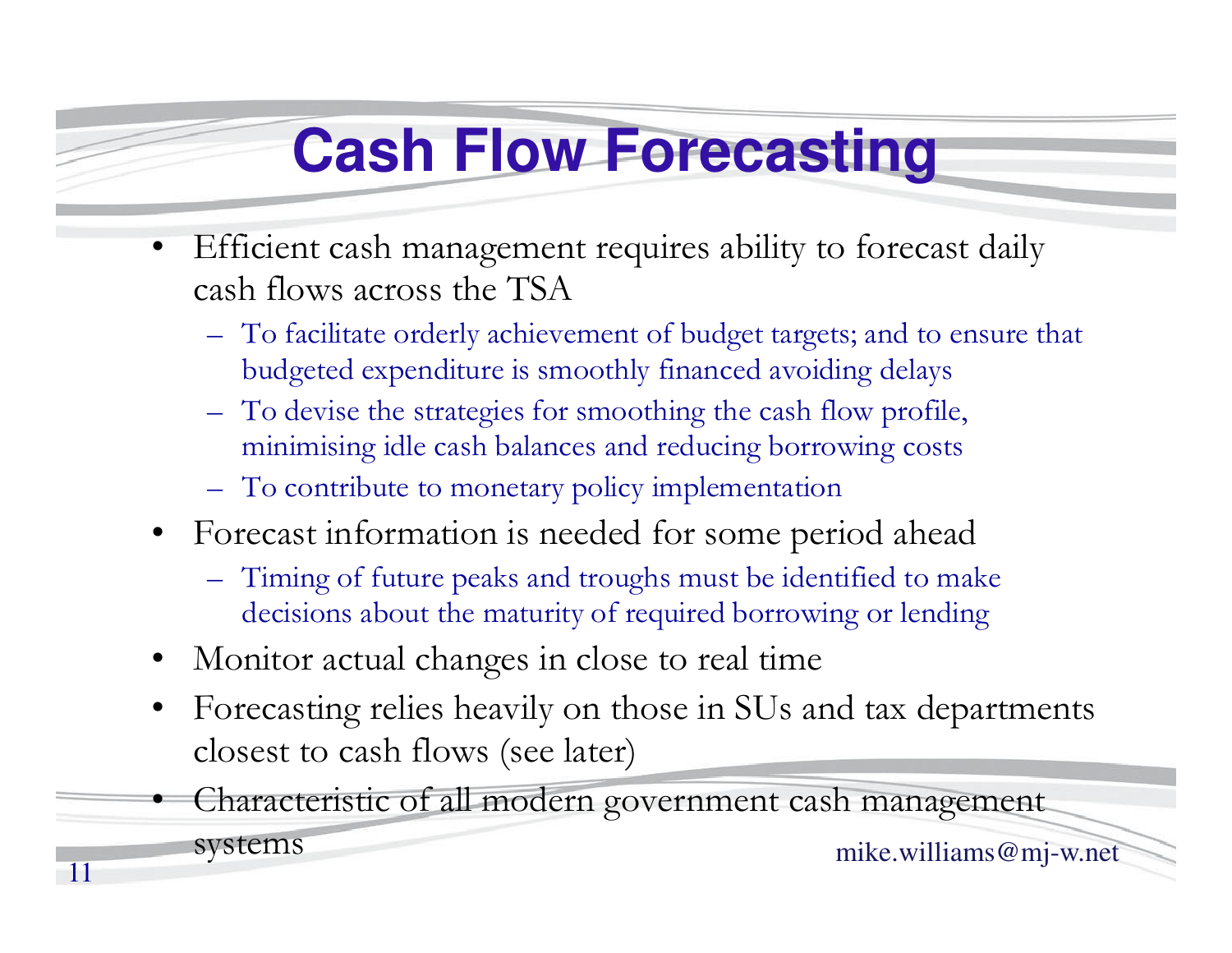# Cash Flow Forecasting

- Efficient cash management requires ability to forecast daily cash flows across the TSA
  - To facilitate orderly achievement of budget targets; and to ensure that budgeted expenditure is smoothly financed avoiding delays
  - To devise the strategies for smoothing the cash flow profile, minimising idle cash balances and reducing borrowing costs
  - To contribute to monetary policy implementation
- Forecast information is needed for some period ahead
  - Timing of future peaks and troughs must be identified to make decisions about the maturity of required borrowing or lending
- Monitor actual changes in close to real time
- Forecasting relies heavily on those in SUs and tax departments closest to cash flows (see later)
- Characteristic of all modern government cash management systems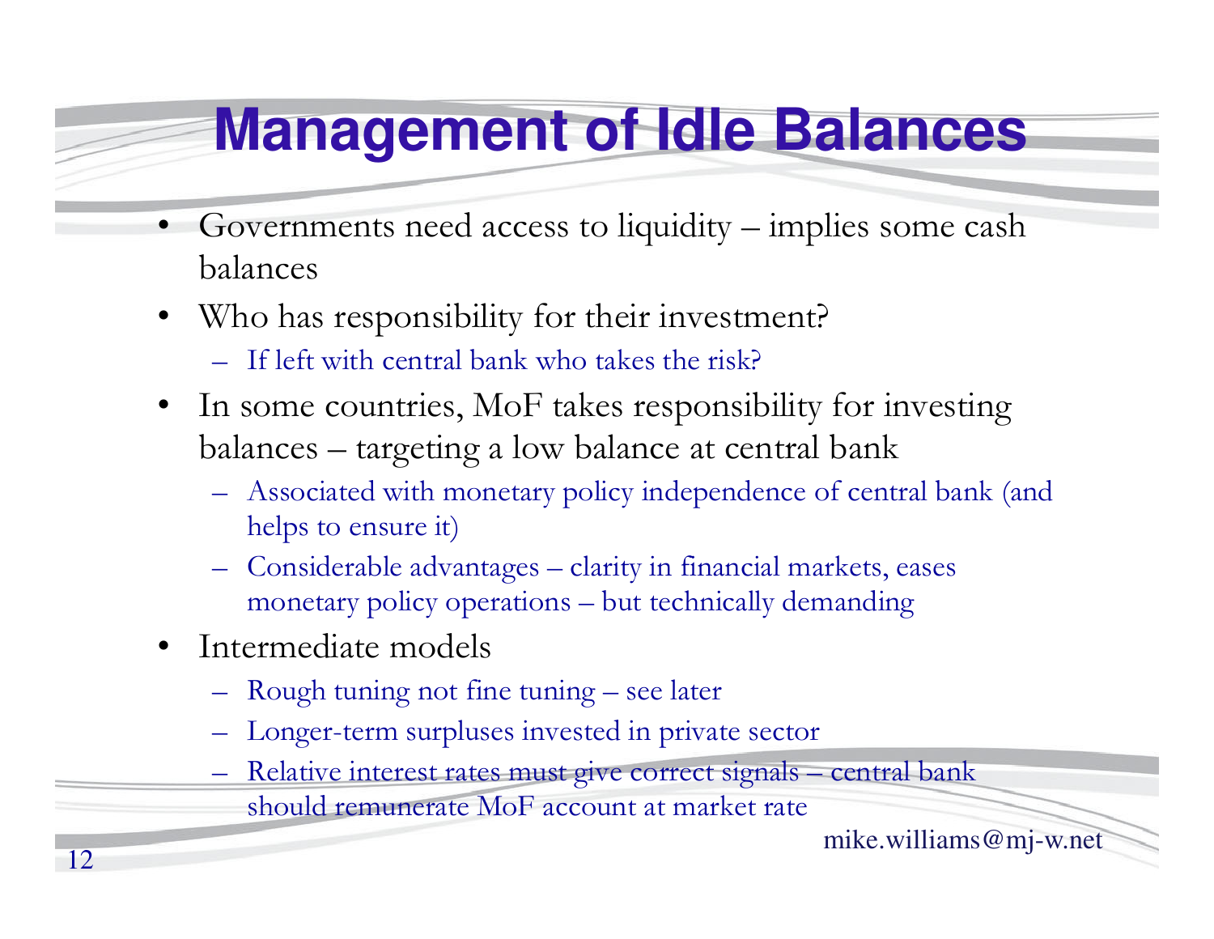# Management of Idle Balances

- Governments need access to liquidity – implies some cash balances
- Who has responsibility for their investment?
  - If left with central bank who takes the risk?
- In some countries, MoF takes responsibility for investing balances – targeting a low balance at central bank
  - Associated with monetary policy independence of central bank (and helps to ensure it)
  - Considerable advantages – clarity in financial markets, eases monetary policy operations – but technically demanding
- Intermediate models
  - Rough tuning not fine tuning – see later
  - Longer-term surpluses invested in private sector
  - Relative interest rates must give correct signals – central bank should remunerate MoF account at market rate

mike.williams@mj-w.net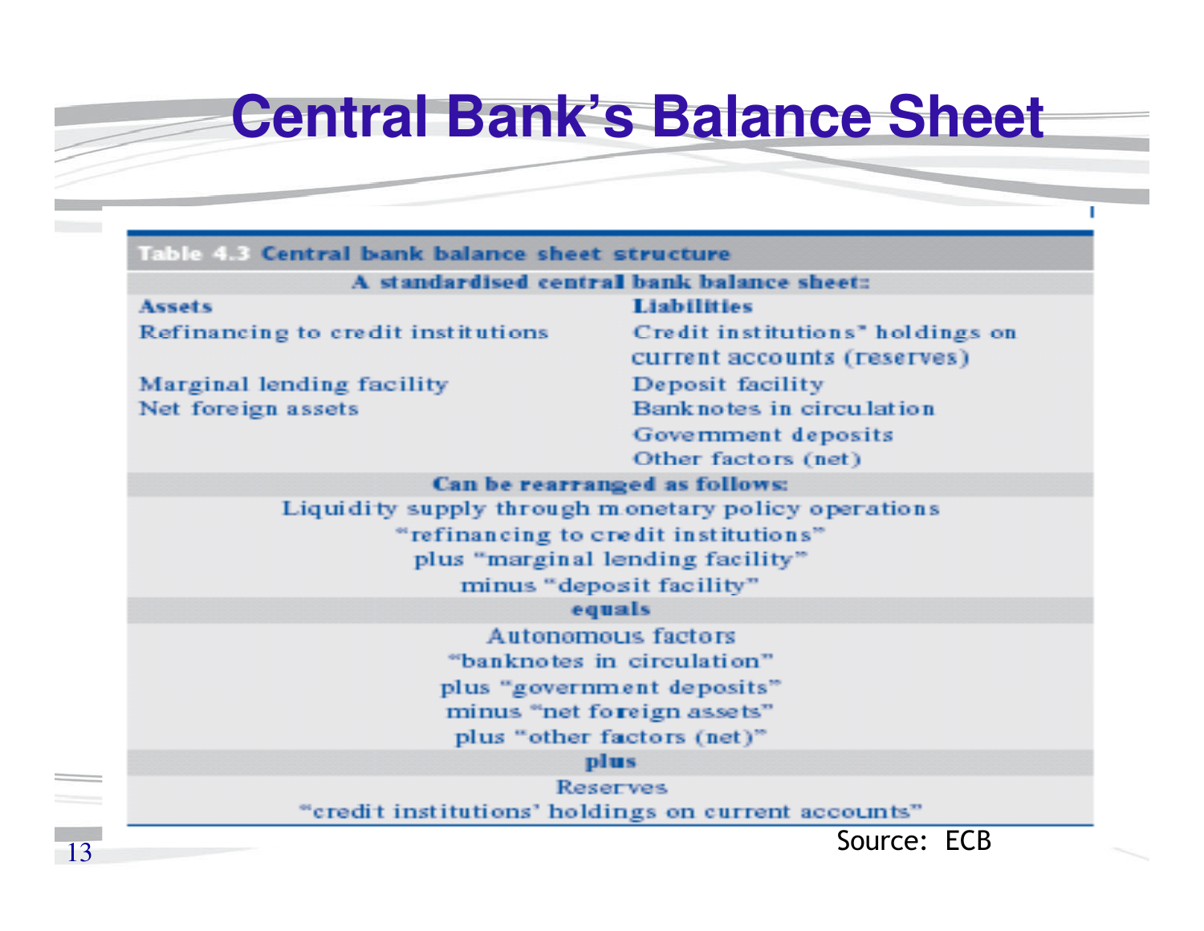# Central Bank's Balance Sheet

**Table 4.3 Central bank balance sheet structure**

| **A standardised central bank balance sheet:** | |
|---|---|
| **Assets** | **Liabilities** |
| Refinancing to credit institutions | Credit institutions' holdings on current accounts (reserves) |
| Marginal lending facility | Deposit facility |
| Net foreign assets | Banknotes in circulation |
| | Government deposits |
| | Other factors (net) |

**Can be rearranged as follows:**

Liquidity supply through monetary policy operations
"refinancing to credit institutions"
plus "marginal lending facility"
minus "deposit facility"

**equals**

Autonomous factors
"banknotes in circulation"
plus "government deposits"
minus "net foreign assets"
plus "other factors (net)"

**plus**

Reserves
"credit institutions' holdings on current accounts"

Source: ECB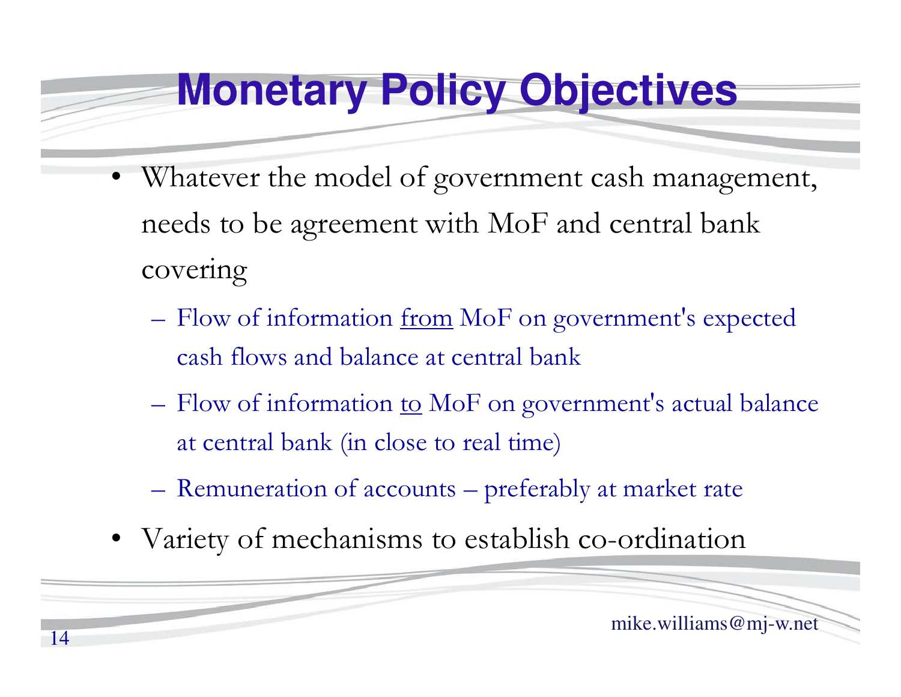# Monetary Policy Objectives

- Whatever the model of government cash management, needs to be agreement with MoF and central bank covering
  - Flow of information <u>from</u> MoF on government's expected cash flows and balance at central bank
  - Flow of information <u>to</u> MoF on government's actual balance at central bank (in close to real time)
  - Remuneration of accounts – preferably at market rate
- Variety of mechanisms to establish co-ordination

mike.williams@mj-w.net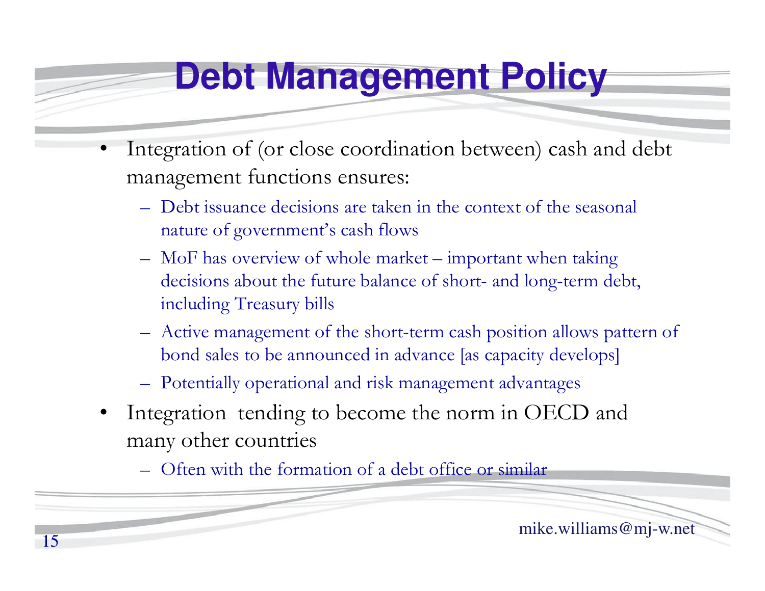# Debt Management Policy

- Integration of (or close coordination between) cash and debt management functions ensures:
  - Debt issuance decisions are taken in the context of the seasonal nature of government's cash flows
  - MoF has overview of whole market – important when taking decisions about the future balance of short- and long-term debt, including Treasury bills
  - Active management of the short-term cash position allows pattern of bond sales to be announced in advance [as capacity develops]
  - Potentially operational and risk management advantages
- Integration tending to become the norm in OECD and many other countries
  - Often with the formation of a debt office or similar

mike.williams@mj-w.net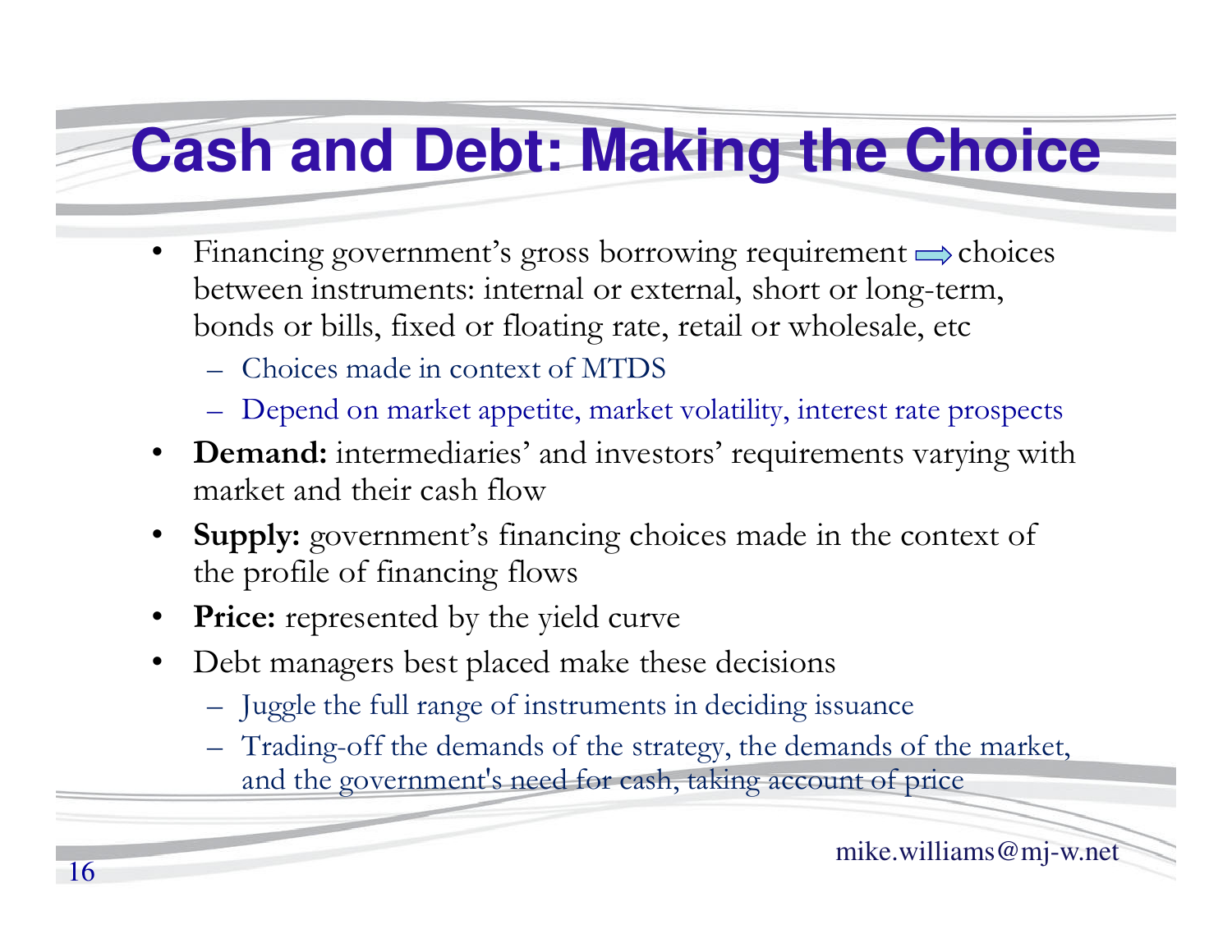# Cash and Debt: Making the Choice

- Financing government's gross borrowing requirement ⇒ choices between instruments: internal or external, short or long-term, bonds or bills, fixed or floating rate, retail or wholesale, etc
  - Choices made in context of MTDS
  - Depend on market appetite, market volatility, interest rate prospects
- **Demand:** intermediaries' and investors' requirements varying with market and their cash flow
- **Supply:** government's financing choices made in the context of the profile of financing flows
- **Price:** represented by the yield curve
- Debt managers best placed make these decisions
  - Juggle the full range of instruments in deciding issuance
  - Trading-off the demands of the strategy, the demands of the market, and the government's need for cash, taking account of price

mike.williams@mj-w.net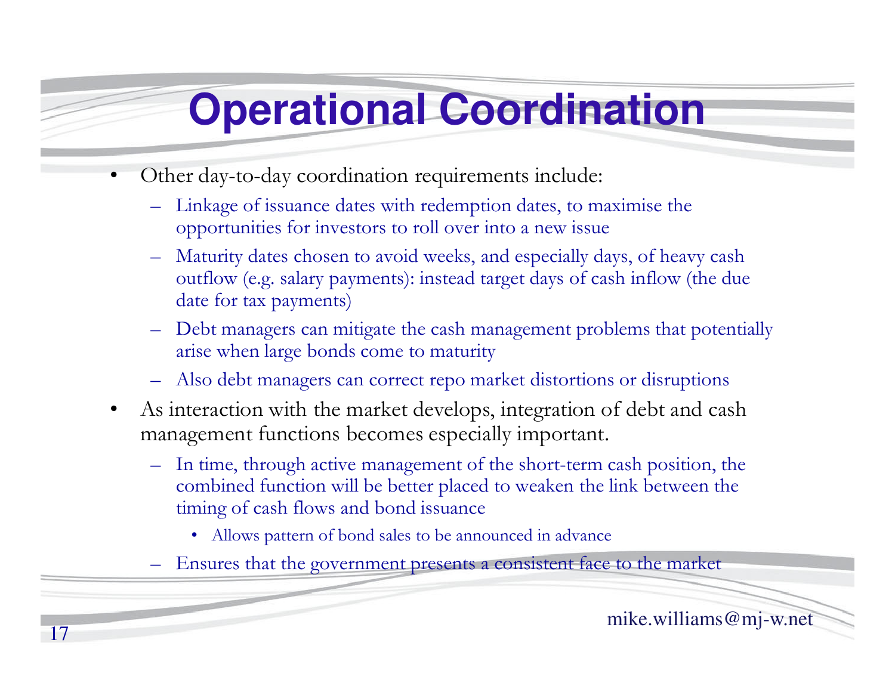# Operational Coordination

- Other day-to-day coordination requirements include:
  - Linkage of issuance dates with redemption dates, to maximise the opportunities for investors to roll over into a new issue
  - Maturity dates chosen to avoid weeks, and especially days, of heavy cash outflow (e.g. salary payments): instead target days of cash inflow (the due date for tax payments)
  - Debt managers can mitigate the cash management problems that potentially arise when large bonds come to maturity
  - Also debt managers can correct repo market distortions or disruptions
- As interaction with the market develops, integration of debt and cash management functions becomes especially important.
  - In time, through active management of the short-term cash position, the combined function will be better placed to weaken the link between the timing of cash flows and bond issuance
    - Allows pattern of bond sales to be announced in advance
  - Ensures that the government presents a consistent face to the market

mike.williams@mj-w.net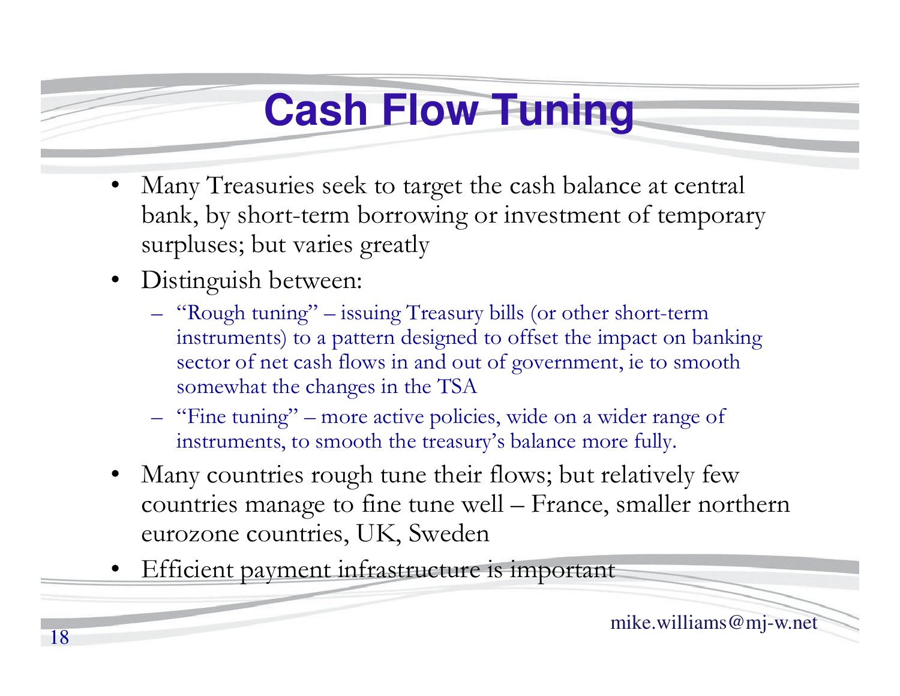# Cash Flow Tuning

- Many Treasuries seek to target the cash balance at central bank, by short-term borrowing or investment of temporary surpluses; but varies greatly
- Distinguish between:
  - "Rough tuning" – issuing Treasury bills (or other short-term instruments) to a pattern designed to offset the impact on banking sector of net cash flows in and out of government, ie to smooth somewhat the changes in the TSA
  - "Fine tuning" – more active policies, wide on a wider range of instruments, to smooth the treasury's balance more fully.
- Many countries rough tune their flows; but relatively few countries manage to fine tune well – France, smaller northern eurozone countries, UK, Sweden
- Efficient payment infrastructure is important

mike.williams@mj-w.net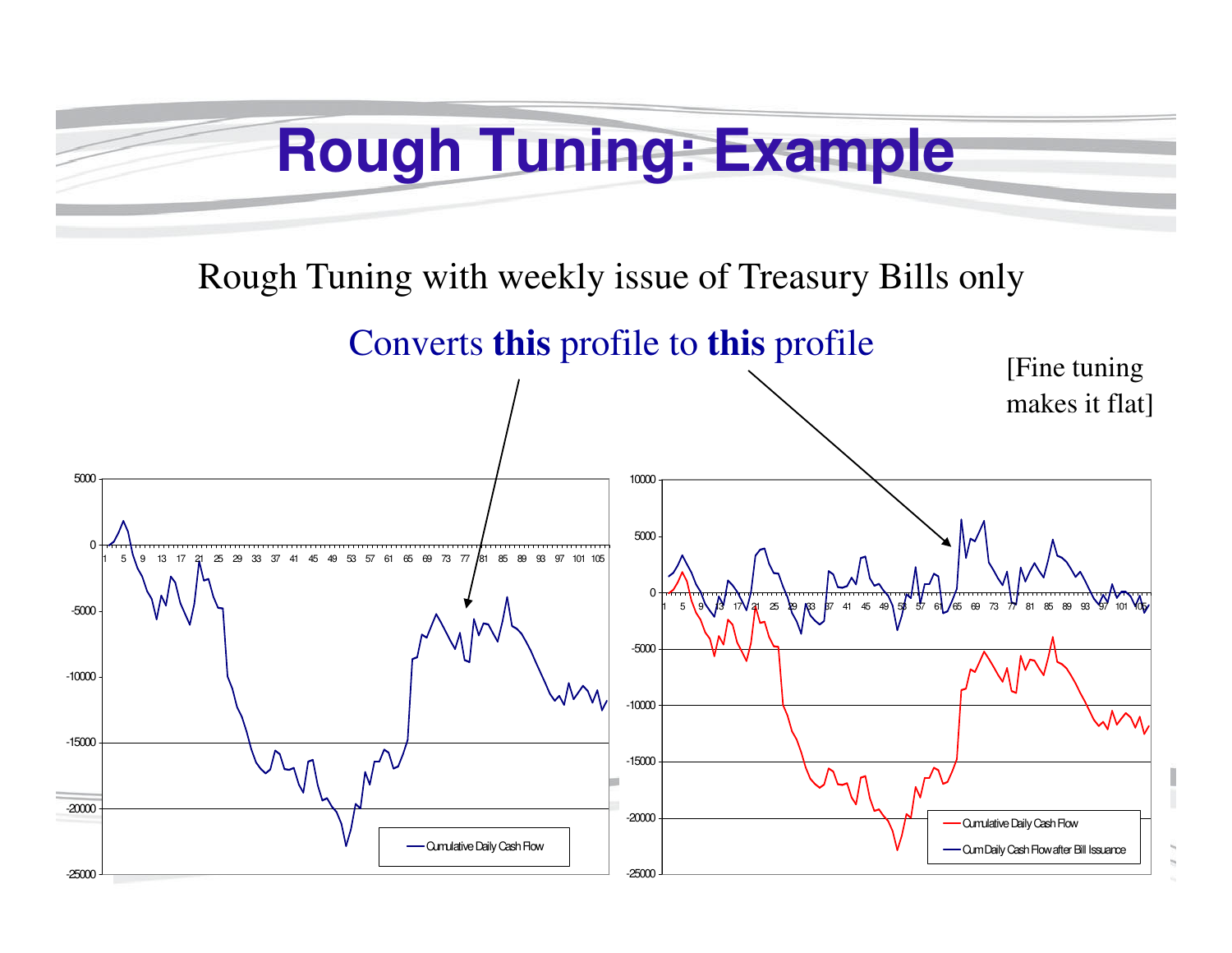# Rough Tuning: Example

Rough Tuning with weekly issue of Treasury Bills only

Converts **this** profile to **this** profile

[Fine tuning makes it flat]

Cumulative Daily Cash Flow

Cumulative Daily Cash Flow

Cum Daily Cash Flow after Bill Issuance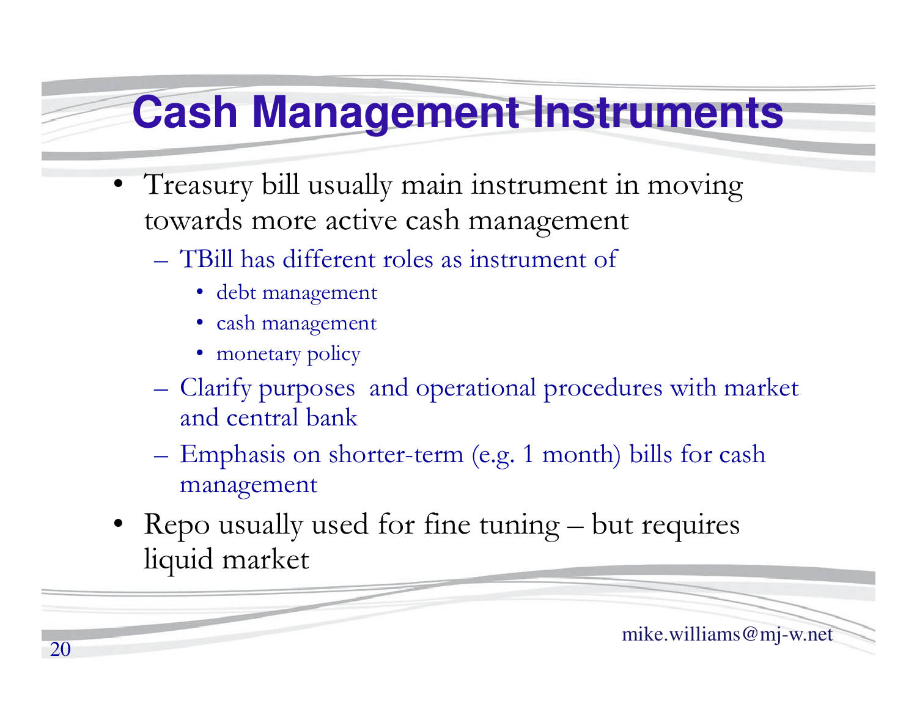# Cash Management Instruments

- Treasury bill usually main instrument in moving towards more active cash management
  - TBill has different roles as instrument of
    - debt management
    - cash management
    - monetary policy
  - Clarify purposes and operational procedures with market and central bank
  - Emphasis on shorter-term (e.g. 1 month) bills for cash management
- Repo usually used for fine tuning – but requires liquid market

mike.williams@mj-w.net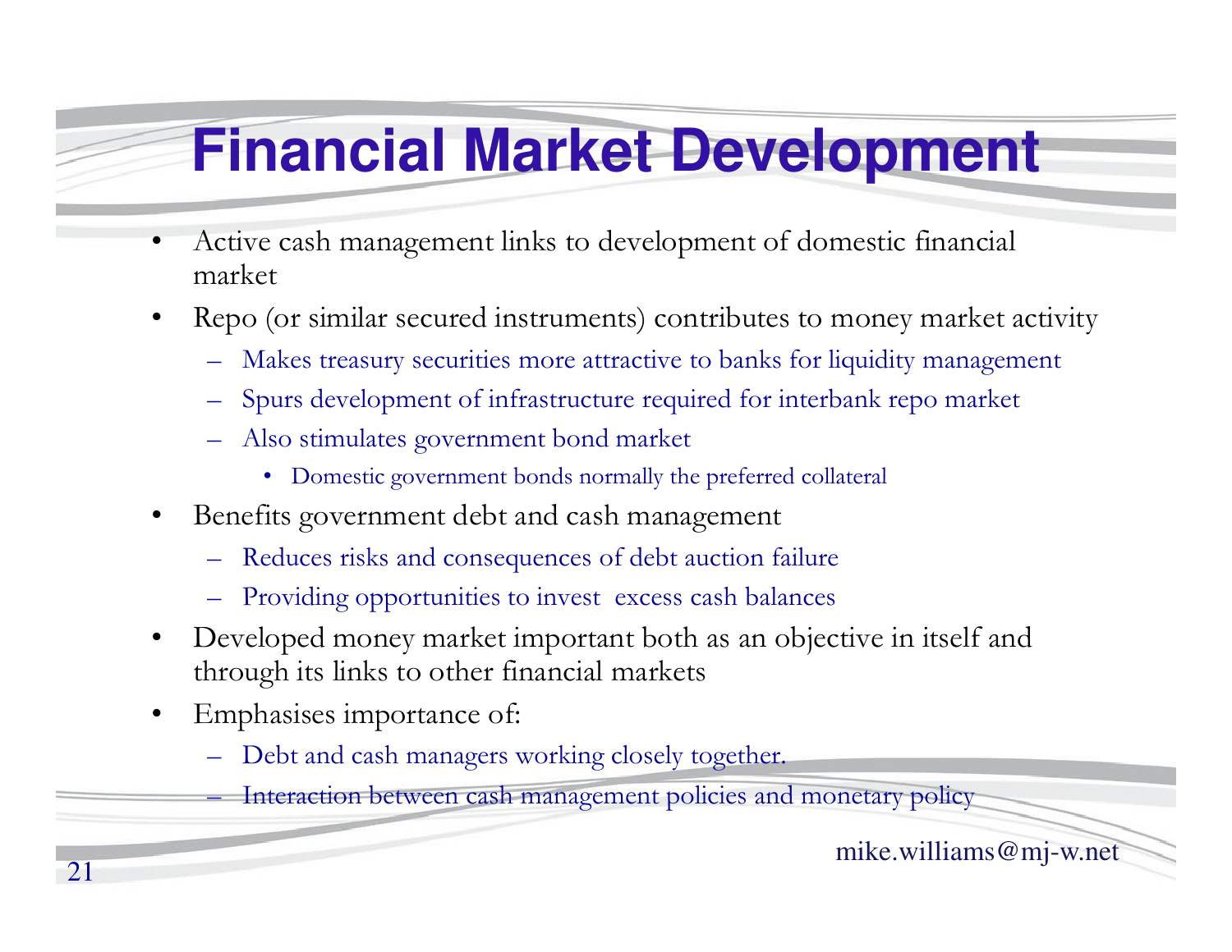# Financial Market Development

- Active cash management links to development of domestic financial market
- Repo (or similar secured instruments) contributes to money market activity
  - Makes treasury securities more attractive to banks for liquidity management
  - Spurs development of infrastructure required for interbank repo market
  - Also stimulates government bond market
    - Domestic government bonds normally the preferred collateral
- Benefits government debt and cash management
  - Reduces risks and consequences of debt auction failure
  - Providing opportunities to invest excess cash balances
- Developed money market important both as an objective in itself and through its links to other financial markets
- Emphasises importance of:
  - Debt and cash managers working closely together.
  - Interaction between cash management policies and monetary policy

mike.williams@mj-w.net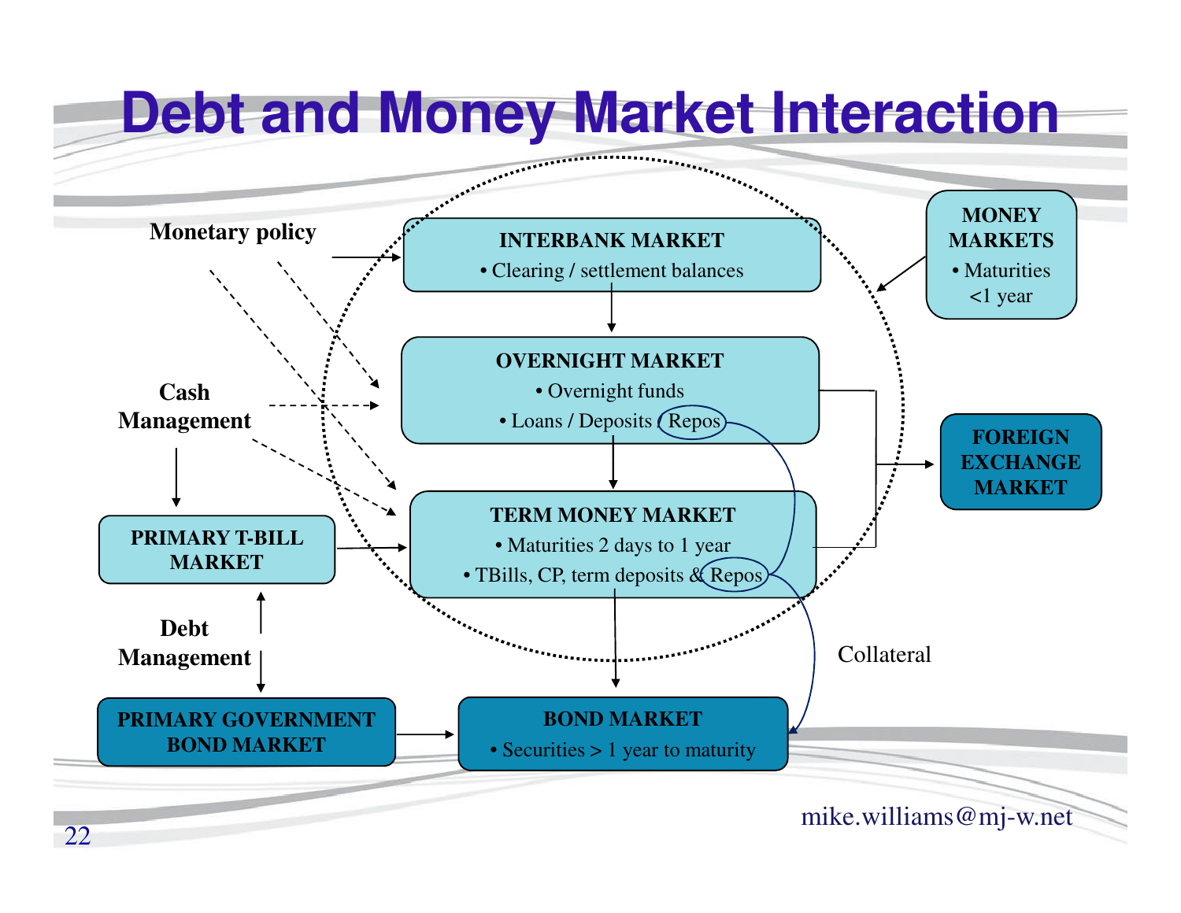# Debt and Money Market Interaction

Monetary policy

INTERBANK MARKET
- Clearing / settlement balances

MONEY MARKETS
- Maturities <1 year

OVERNIGHT MARKET
- Overnight funds
- Loans / Deposits / Repos

Cash Management

FOREIGN EXCHANGE MARKET

PRIMARY T-BILL MARKET

TERM MONEY MARKET
- Maturities 2 days to 1 year
- TBills, CP, term deposits & Repos

Debt Management

Collateral

PRIMARY GOVERNMENT BOND MARKET

BOND MARKET
- Securities > 1 year to maturity

mike.williams@mj-w.net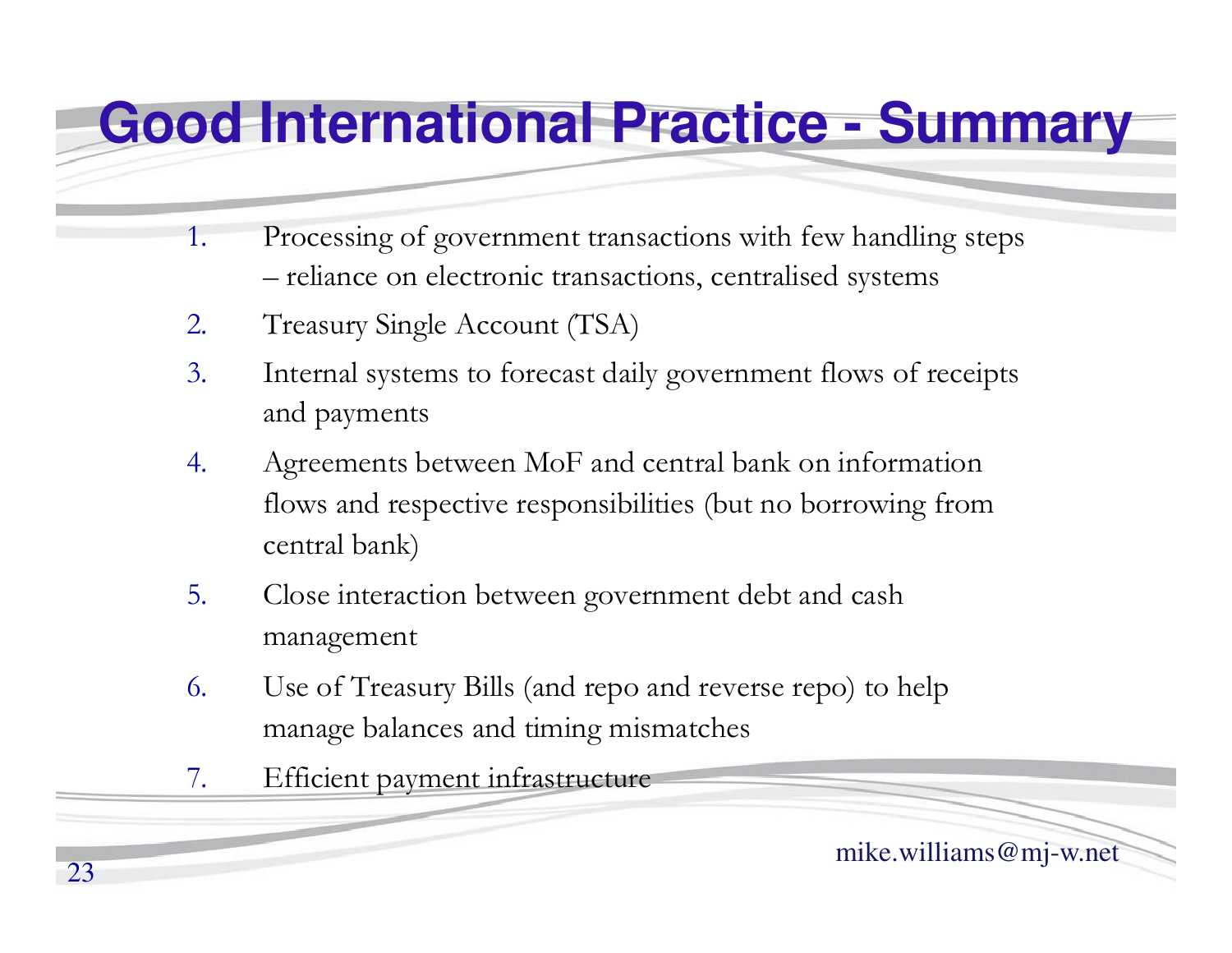# Good International Practice - Summary

1. Processing of government transactions with few handling steps – reliance on electronic transactions, centralised systems
2. Treasury Single Account (TSA)
3. Internal systems to forecast daily government flows of receipts and payments
4. Agreements between MoF and central bank on information flows and respective responsibilities (but no borrowing from central bank)
5. Close interaction between government debt and cash management
6. Use of Treasury Bills (and repo and reverse repo) to help manage balances and timing mismatches
7. Efficient payment infrastructure

mike.williams@mj-w.net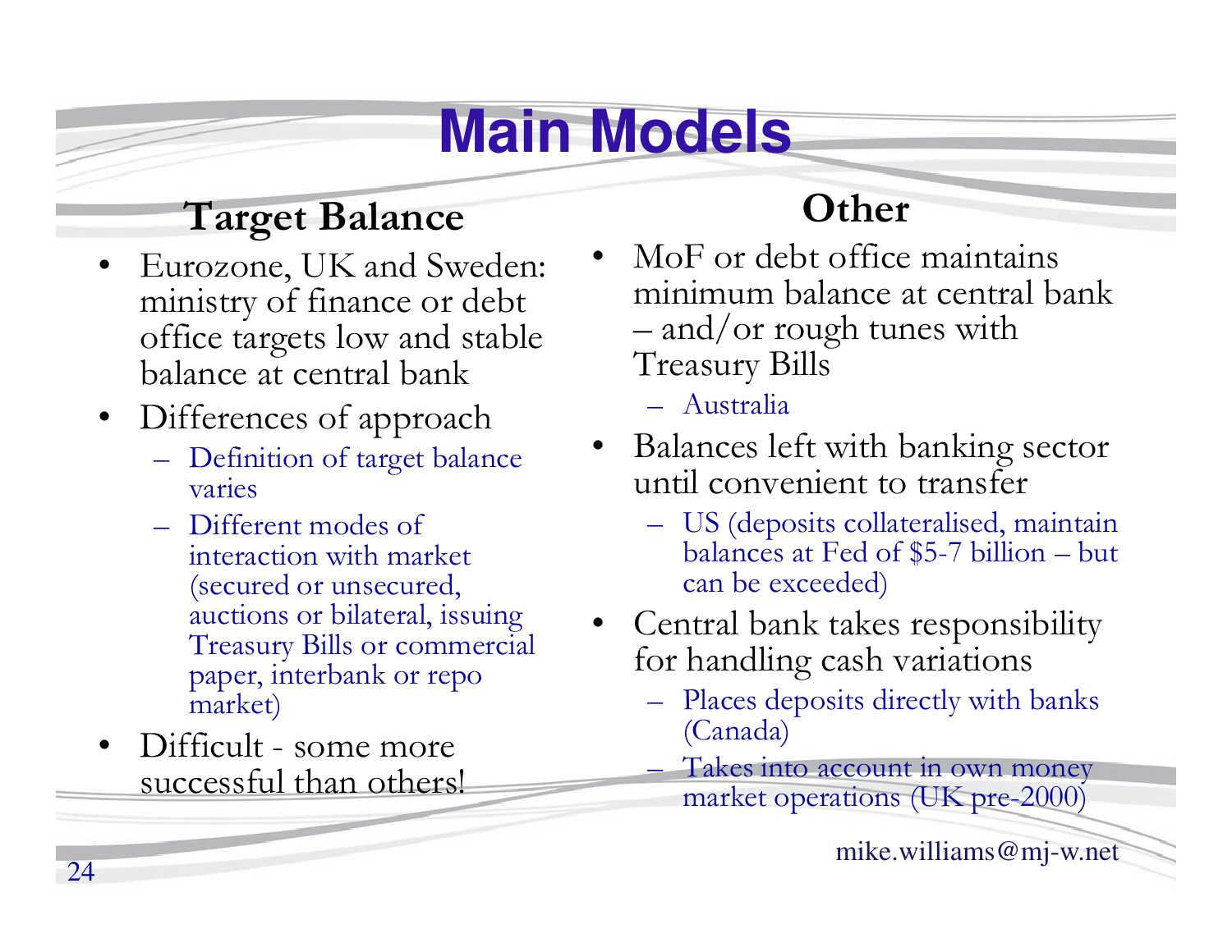# Main Models

## Target Balance

- Eurozone, UK and Sweden: ministry of finance or debt office targets low and stable balance at central bank
- Differences of approach
  - Definition of target balance varies
  - Different modes of interaction with market (secured or unsecured, auctions or bilateral, issuing Treasury Bills or commercial paper, interbank or repo market)
- Difficult - some more successful than others!

## Other

- MoF or debt office maintains minimum balance at central bank – and/or rough tunes with Treasury Bills
  - Australia
- Balances left with banking sector until convenient to transfer
  - US (deposits collateralised, maintain balances at Fed of $5-7 billion – but can be exceeded)
- Central bank takes responsibility for handling cash variations
  - Places deposits directly with banks (Canada)
  - Takes into account in own money market operations (UK pre-2000)

mike.williams@mj-w.net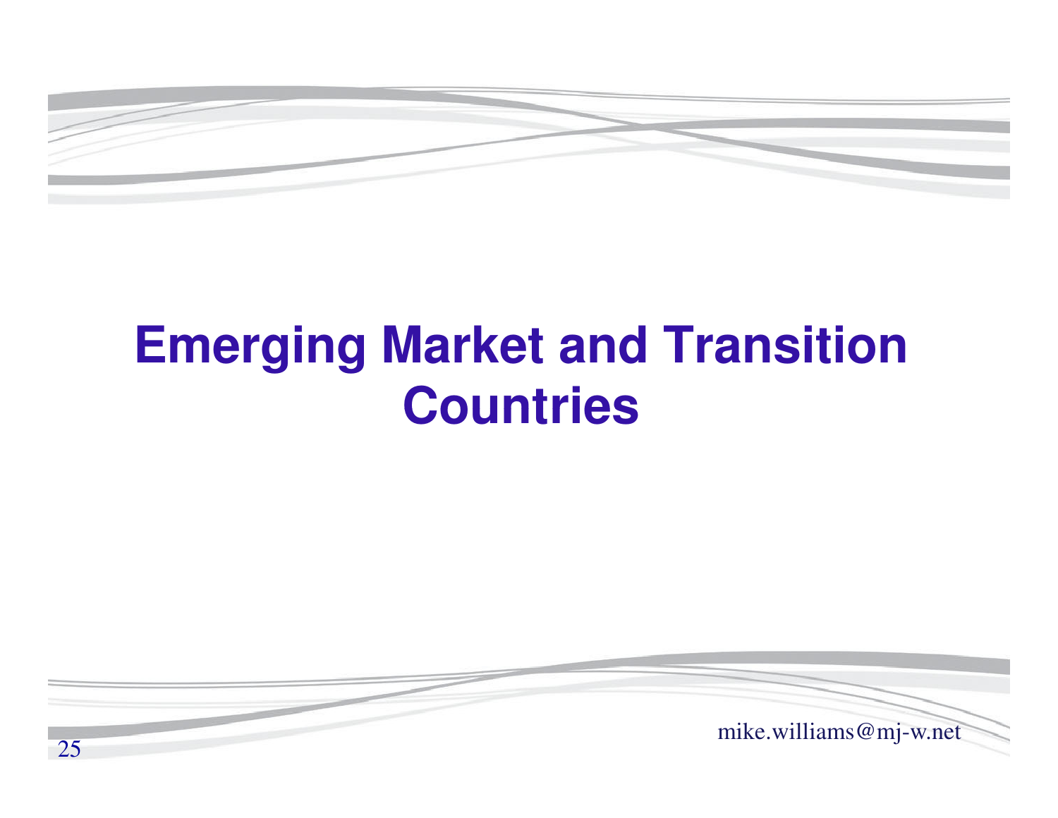# Emerging Market and Transition Countries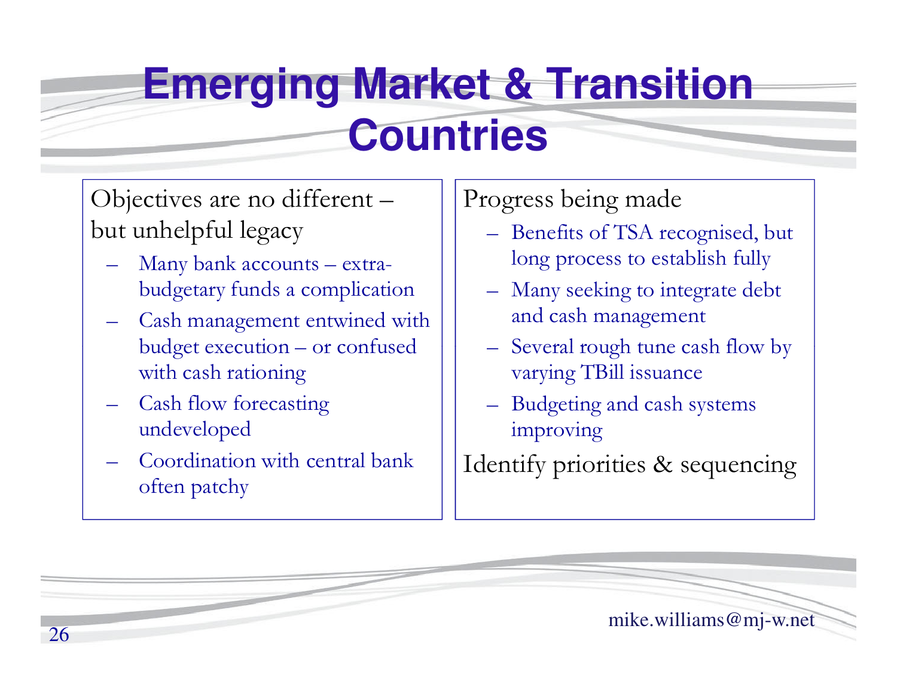# Emerging Market & Transition Countries

Objectives are no different – but unhelpful legacy

- Many bank accounts – extra-budgetary funds a complication
- Cash management entwined with budget execution – or confused with cash rationing
- Cash flow forecasting undeveloped
- Coordination with central bank often patchy

Progress being made

- Benefits of TSA recognised, but long process to establish fully
- Many seeking to integrate debt and cash management
- Several rough tune cash flow by varying TBill issuance
- Budgeting and cash systems improving

Identify priorities & sequencing

mike.williams@mj-w.net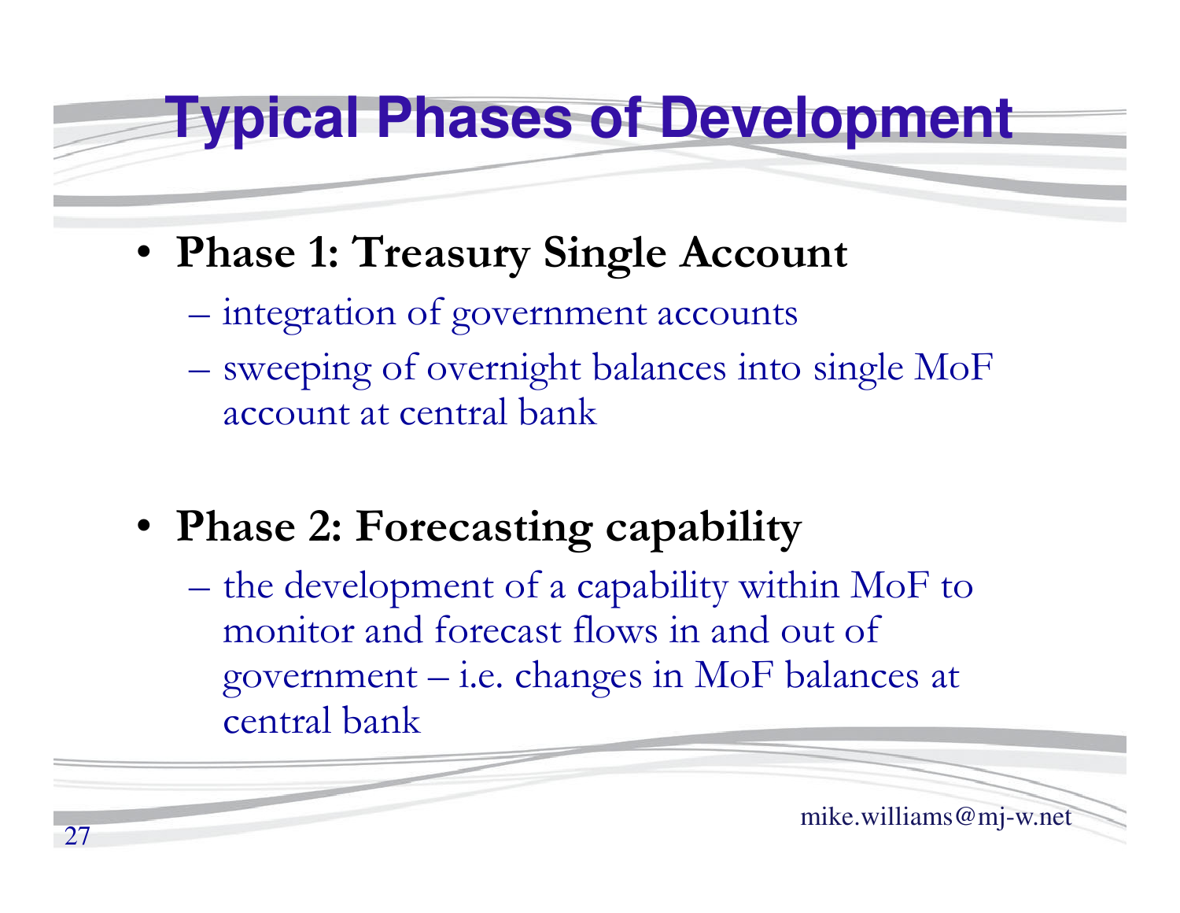# Typical Phases of Development

- **Phase 1: Treasury Single Account**
  - integration of government accounts
  - sweeping of overnight balances into single MoF account at central bank

- **Phase 2: Forecasting capability**
  - the development of a capability within MoF to monitor and forecast flows in and out of government – i.e. changes in MoF balances at central bank

mike.williams@mj-w.net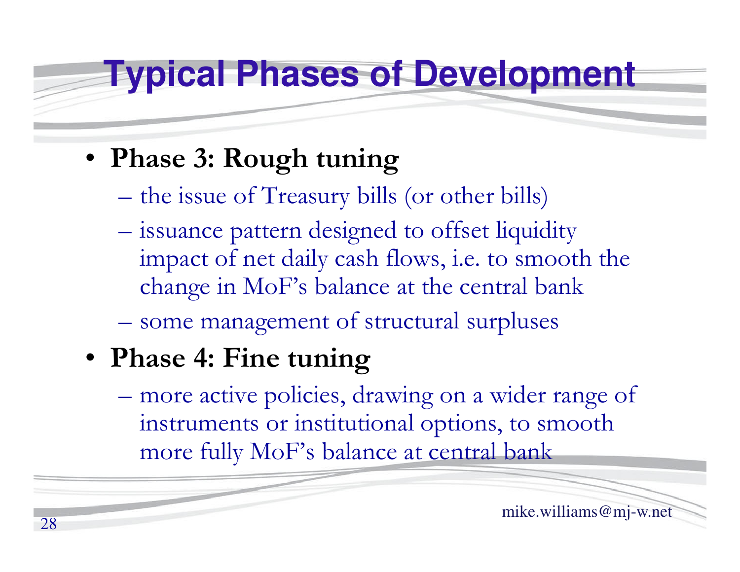# Typical Phases of Development

- **Phase 3: Rough tuning**
  - the issue of Treasury bills (or other bills)
  - issuance pattern designed to offset liquidity impact of net daily cash flows, i.e. to smooth the change in MoF's balance at the central bank
  - some management of structural surpluses
- **Phase 4: Fine tuning**
  - more active policies, drawing on a wider range of instruments or institutional options, to smooth more fully MoF's balance at central bank

mike.williams@mj-w.net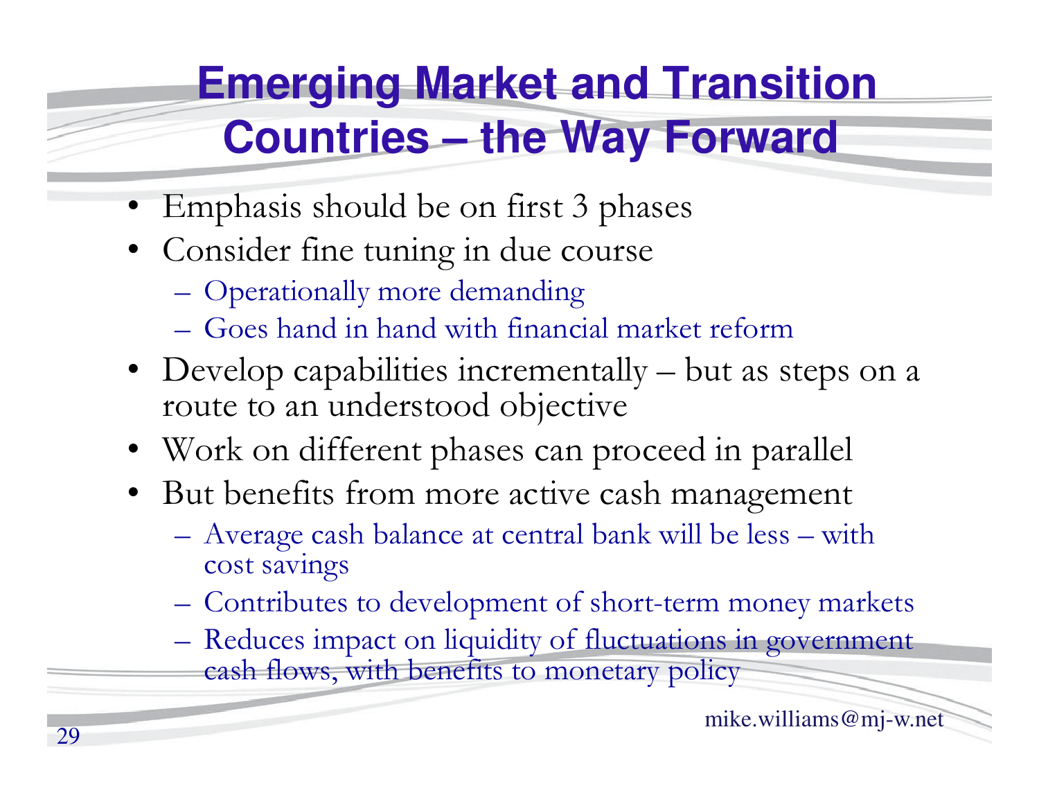# Emerging Market and Transition Countries – the Way Forward

- Emphasis should be on first 3 phases
- Consider fine tuning in due course
  - Operationally more demanding
  - Goes hand in hand with financial market reform
- Develop capabilities incrementally – but as steps on a route to an understood objective
- Work on different phases can proceed in parallel
- But benefits from more active cash management
  - Average cash balance at central bank will be less – with cost savings
  - Contributes to development of short-term money markets
  - Reduces impact on liquidity of fluctuations in government cash flows, with benefits to monetary policy

mike.williams@mj-w.net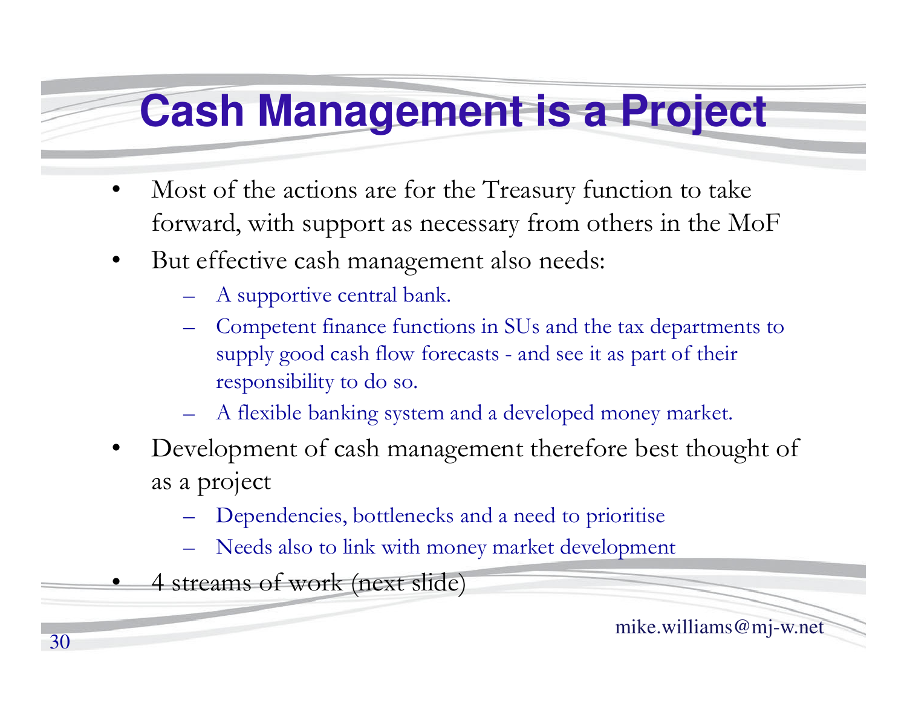# Cash Management is a Project

- Most of the actions are for the Treasury function to take forward, with support as necessary from others in the MoF
- But effective cash management also needs:
  - A supportive central bank.
  - Competent finance functions in SUs and the tax departments to supply good cash flow forecasts - and see it as part of their responsibility to do so.
  - A flexible banking system and a developed money market.
- Development of cash management therefore best thought of as a project
  - Dependencies, bottlenecks and a need to prioritise
  - Needs also to link with money market development
- 4 streams of work (next slide)

mike.williams@mj-w.net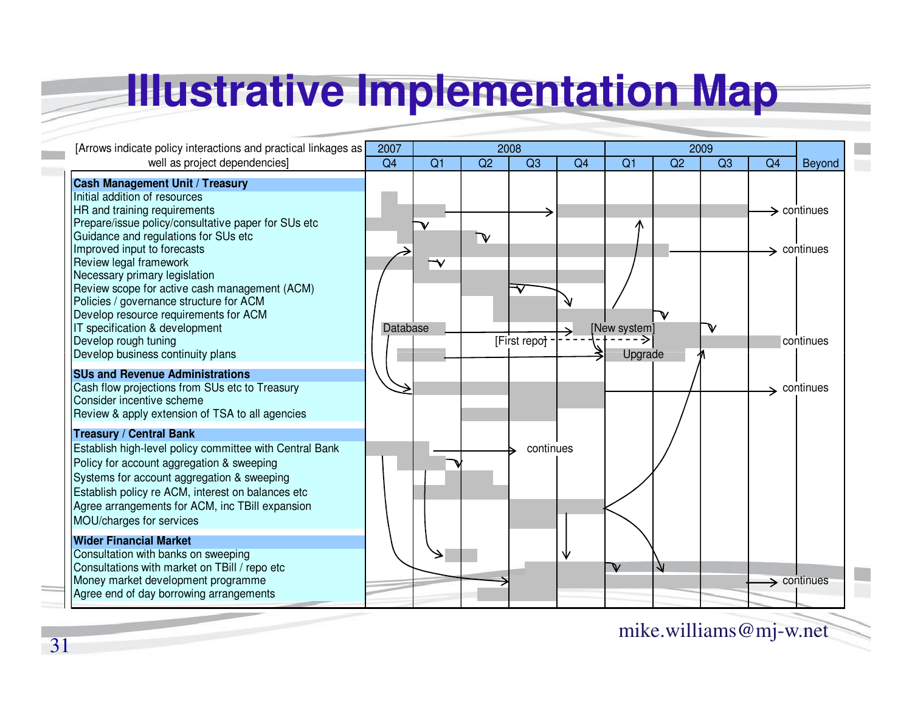# Illustrative Implementation Map

[Arrows indicate policy interactions and practical linkages as well as project dependencies]

| | 2007 | 2008 | | | | 2009 | | | | |
|---|---|---|---|---|---|---|---|---|---|---|
| | Q4 | Q1 | Q2 | Q3 | Q4 | Q1 | Q2 | Q3 | Q4 | Beyond |
| **Cash Management Unit / Treasury** | | | | | | | | | | |
| Initial addition of resources | | | | | | | | | | |
| HR and training requirements | | | | | | | | | | continues |
| Prepare/issue policy/consultative paper for SUs etc | | | | | | | | | | |
| Guidance and regulations for SUs etc | | | | | | | | | | |
| Improved input to forecasts | | | | | | | | | | continues |
| Review legal framework | | | | | | | | | | |
| Necessary primary legislation | | | | | | | | | | |
| Review scope for active cash management (ACM) | | | | | | | | | | |
| Policies / governance structure for ACM | | | | | | | | | | |
| Develop resource requirements for ACM | | | | | | | | | | |
| IT specification & development | Database | | | | | [New system] | | | | |
| Develop rough tuning | | | | [First repo] | | | | | | continues |
| Develop business continuity plans | | | | | | Upgrade | | | | |
| **SUs and Revenue Administrations** | | | | | | | | | | |
| Cash flow projections from SUs etc to Treasury | | | | | | | | | | continues |
| Consider incentive scheme | | | | | | | | | | |
| Review & apply extension of TSA to all agencies | | | | | | | | | | |
| **Treasury / Central Bank** | | | | | | | | | | |
| Establish high-level policy committee with Central Bank | | | | continues | | | | | | |
| Policy for account aggregation & sweeping | | | | | | | | | | |
| Systems for account aggregation & sweeping | | | | | | | | | | |
| Establish policy re ACM, interest on balances etc | | | | | | | | | | |
| Agree arrangements for ACM, inc TBill expansion | | | | | | | | | | |
| MOU/charges for services | | | | | | | | | | |
| **Wider Financial Market** | | | | | | | | | | |
| Consultation with banks on sweeping | | | | | | | | | | |
| Consultations with market on TBill / repo etc | | | | | | | | | | |
| Money market development programme | | | | | | | | | | continues |
| Agree end of day borrowing arrangements | | | | | | | | | | |

mike.williams@mj-w.net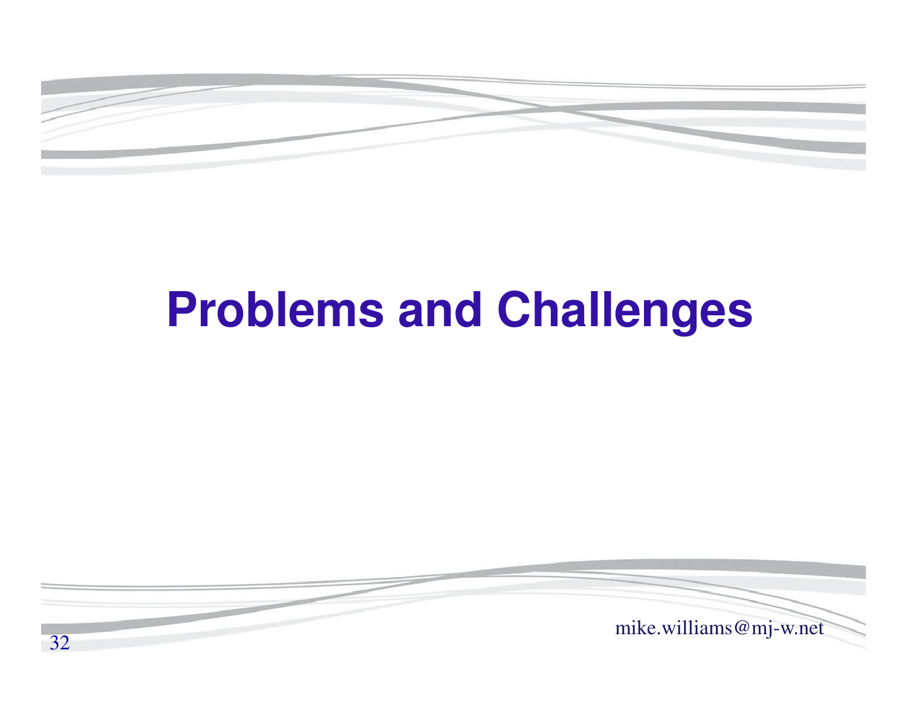# Problems and Challenges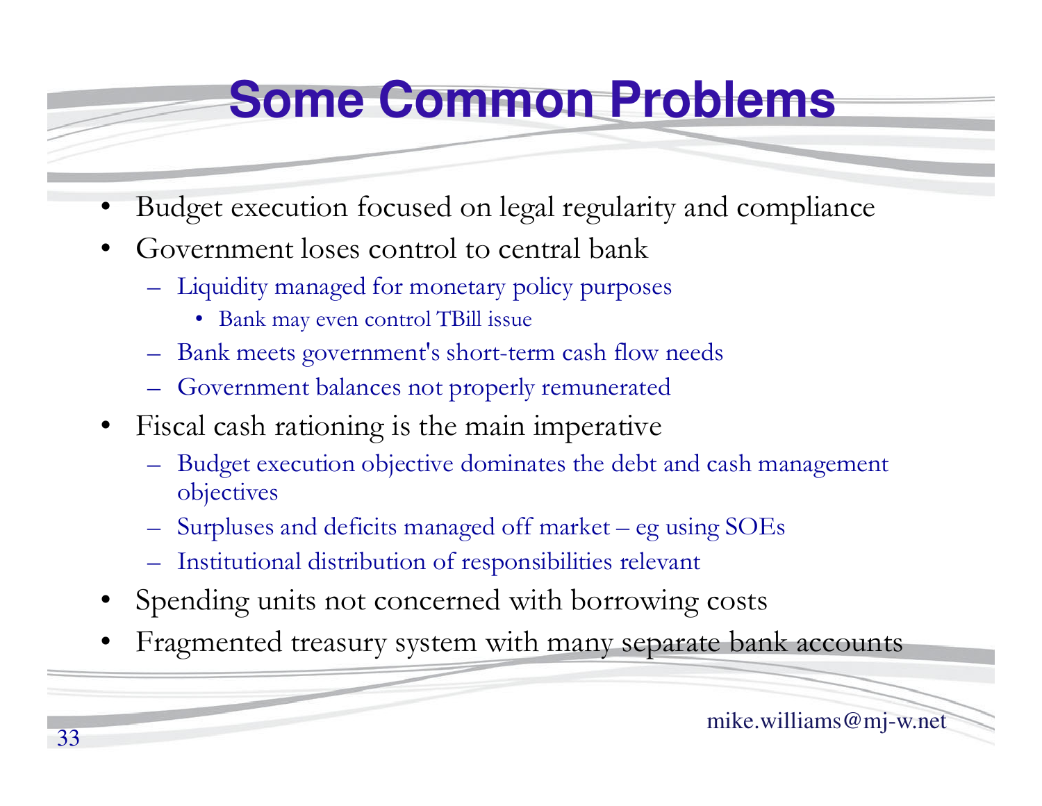# Some Common Problems

- Budget execution focused on legal regularity and compliance
- Government loses control to central bank
  - Liquidity managed for monetary policy purposes
    - Bank may even control TBill issue
  - Bank meets government's short-term cash flow needs
  - Government balances not properly remunerated
- Fiscal cash rationing is the main imperative
  - Budget execution objective dominates the debt and cash management objectives
  - Surpluses and deficits managed off market – eg using SOEs
  - Institutional distribution of responsibilities relevant
- Spending units not concerned with borrowing costs
- Fragmented treasury system with many separate bank accounts

mike.williams@mj-w.net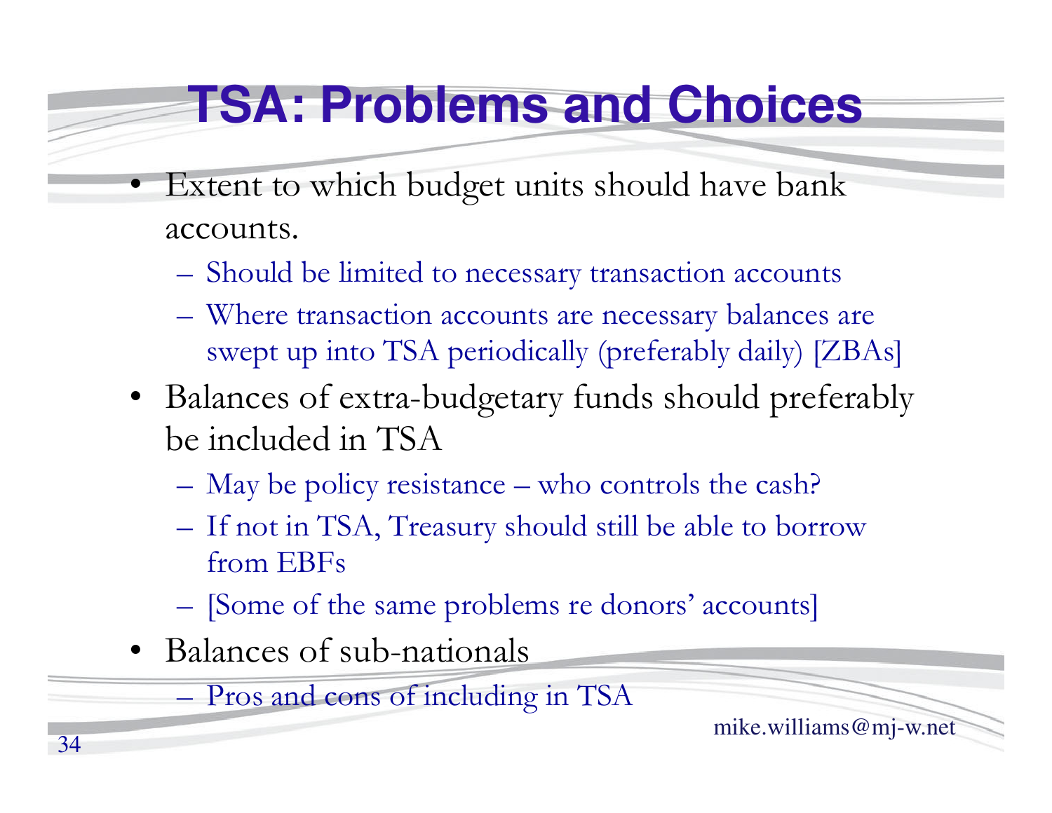# TSA: Problems and Choices

- Extent to which budget units should have bank accounts.
  - Should be limited to necessary transaction accounts
  - Where transaction accounts are necessary balances are swept up into TSA periodically (preferably daily) [ZBAs]
- Balances of extra-budgetary funds should preferably be included in TSA
  - May be policy resistance – who controls the cash?
  - If not in TSA, Treasury should still be able to borrow from EBFs
  - [Some of the same problems re donors' accounts]
- Balances of sub-nationals
  - Pros and cons of including in TSA

mike.williams@mj-w.net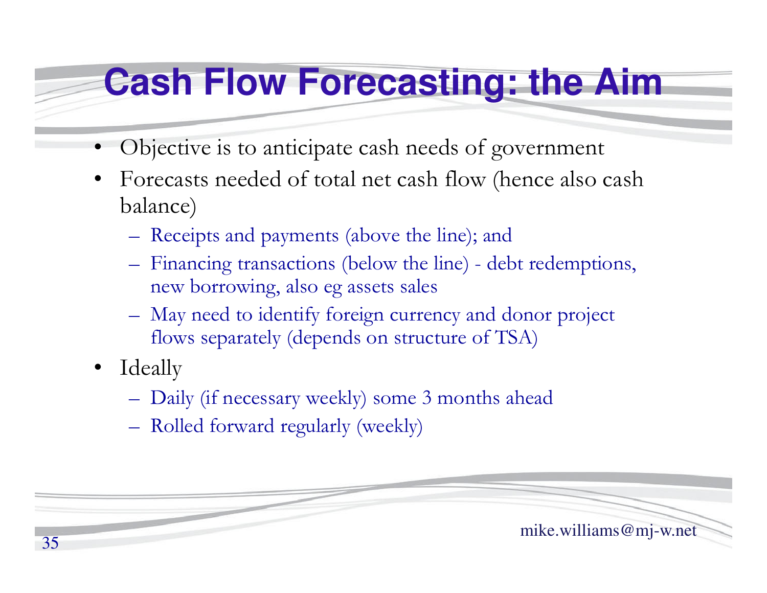# Cash Flow Forecasting: the Aim

- Objective is to anticipate cash needs of government
- Forecasts needed of total net cash flow (hence also cash balance)
  - Receipts and payments (above the line); and
  - Financing transactions (below the line) - debt redemptions, new borrowing, also eg assets sales
  - May need to identify foreign currency and donor project flows separately (depends on structure of TSA)
- Ideally
  - Daily (if necessary weekly) some 3 months ahead
  - Rolled forward regularly (weekly)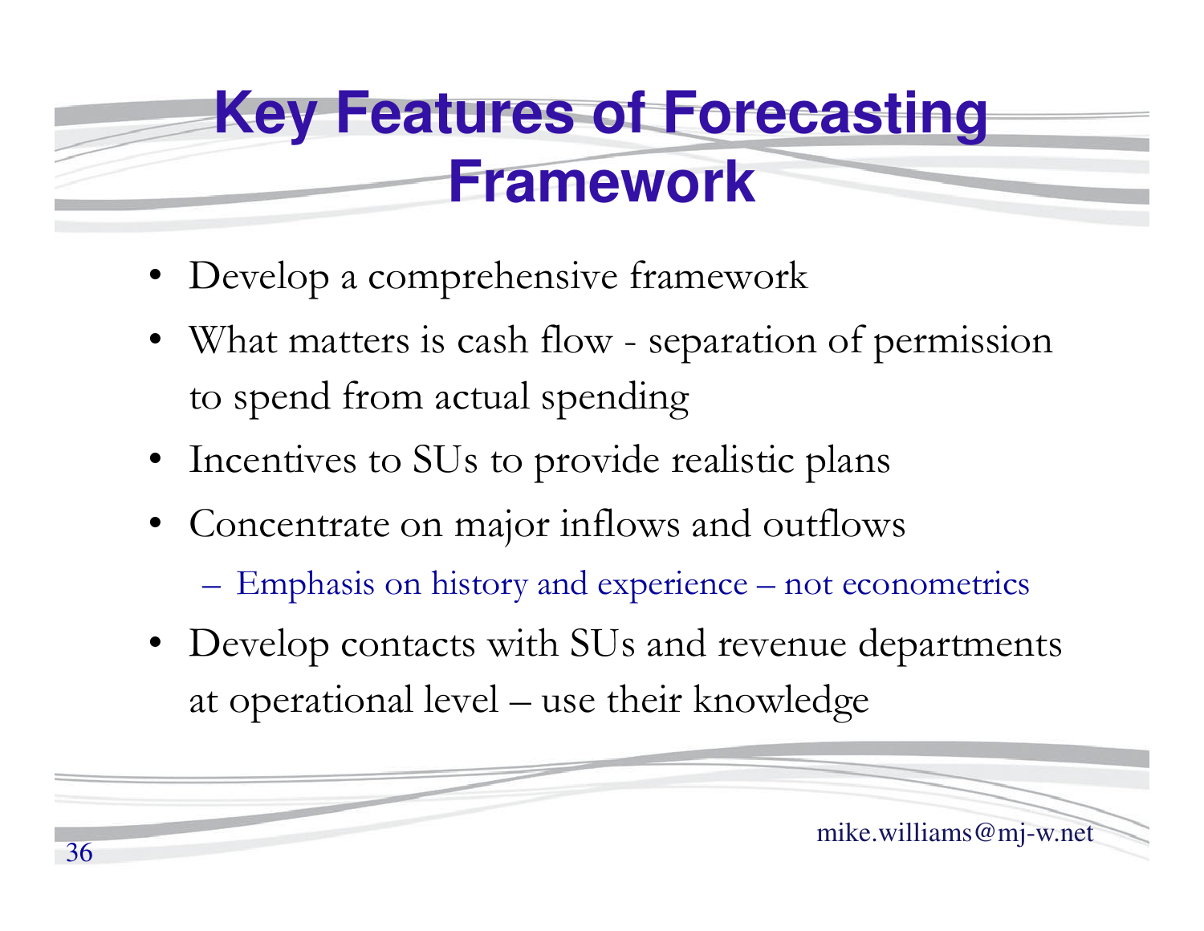# Key Features of Forecasting Framework

- Develop a comprehensive framework
- What matters is cash flow - separation of permission to spend from actual spending
- Incentives to SUs to provide realistic plans
- Concentrate on major inflows and outflows
  - Emphasis on history and experience – not econometrics
- Develop contacts with SUs and revenue departments at operational level – use their knowledge

mike.williams@mj-w.net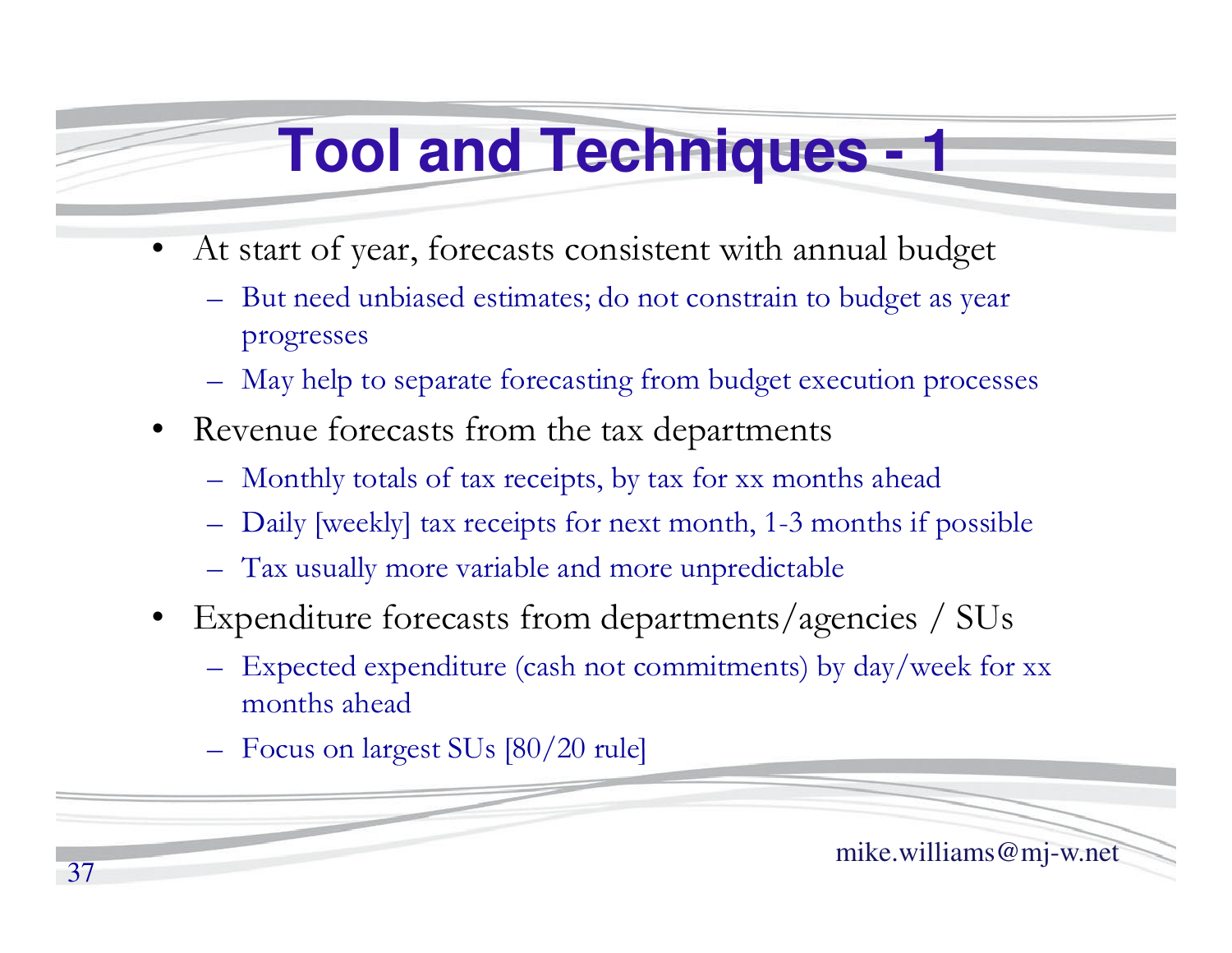# Tool and Techniques - 1

- At start of year, forecasts consistent with annual budget
  - But need unbiased estimates; do not constrain to budget as year progresses
  - May help to separate forecasting from budget execution processes
- Revenue forecasts from the tax departments
  - Monthly totals of tax receipts, by tax for xx months ahead
  - Daily [weekly] tax receipts for next month, 1-3 months if possible
  - Tax usually more variable and more unpredictable
- Expenditure forecasts from departments/agencies / SUs
  - Expected expenditure (cash not commitments) by day/week for xx months ahead
  - Focus on largest SUs [80/20 rule]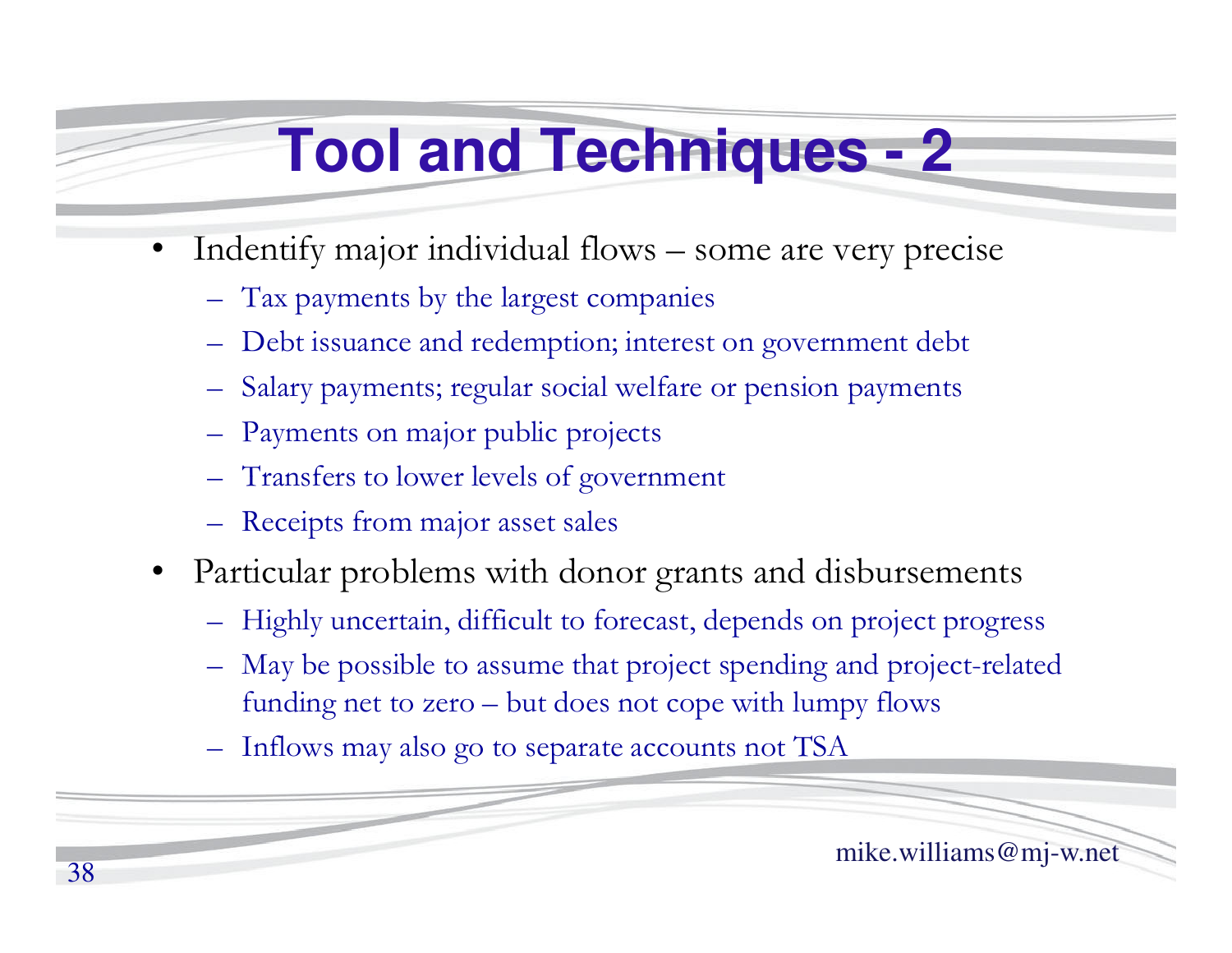# Tool and Techniques - 2

- Indentify major individual flows – some are very precise
  - Tax payments by the largest companies
  - Debt issuance and redemption; interest on government debt
  - Salary payments; regular social welfare or pension payments
  - Payments on major public projects
  - Transfers to lower levels of government
  - Receipts from major asset sales
- Particular problems with donor grants and disbursements
  - Highly uncertain, difficult to forecast, depends on project progress
  - May be possible to assume that project spending and project-related funding net to zero – but does not cope with lumpy flows
  - Inflows may also go to separate accounts not TSA

mike.williams@mj-w.net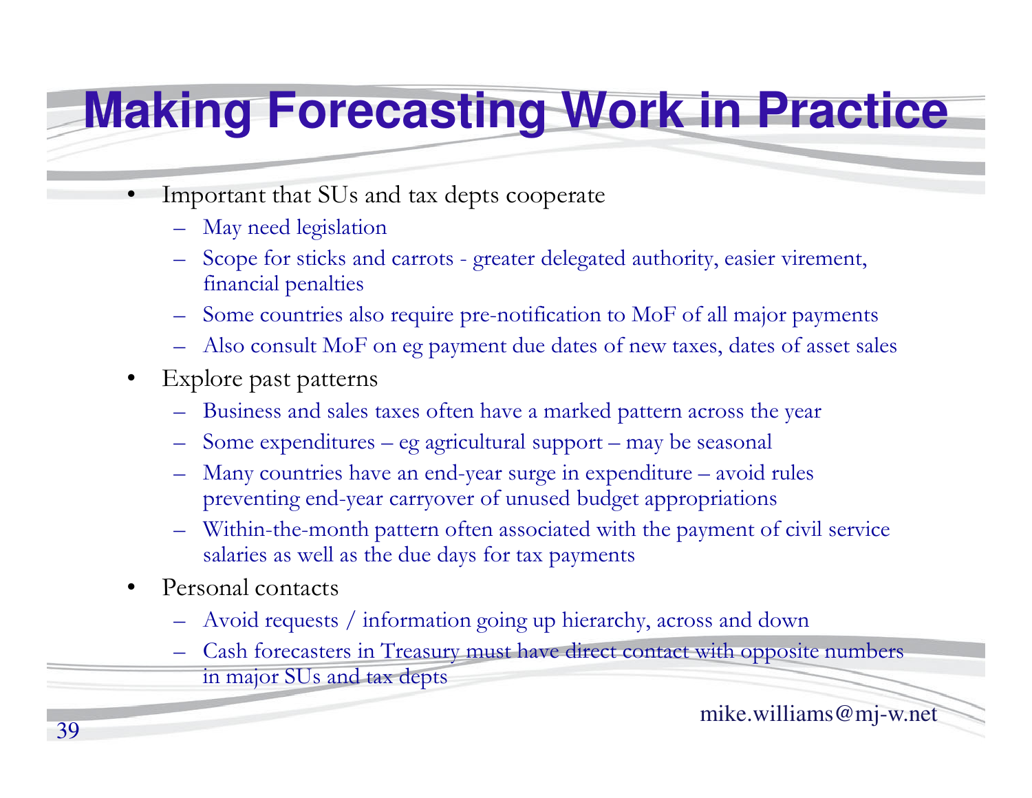# Making Forecasting Work in Practice

- Important that SUs and tax depts cooperate
  - May need legislation
  - Scope for sticks and carrots - greater delegated authority, easier virement, financial penalties
  - Some countries also require pre-notification to MoF of all major payments
  - Also consult MoF on eg payment due dates of new taxes, dates of asset sales
- Explore past patterns
  - Business and sales taxes often have a marked pattern across the year
  - Some expenditures – eg agricultural support – may be seasonal
  - Many countries have an end-year surge in expenditure – avoid rules preventing end-year carryover of unused budget appropriations
  - Within-the-month pattern often associated with the payment of civil service salaries as well as the due days for tax payments
- Personal contacts
  - Avoid requests / information going up hierarchy, across and down
  - Cash forecasters in Treasury must have direct contact with opposite numbers in major SUs and tax depts

mike.williams@mj-w.net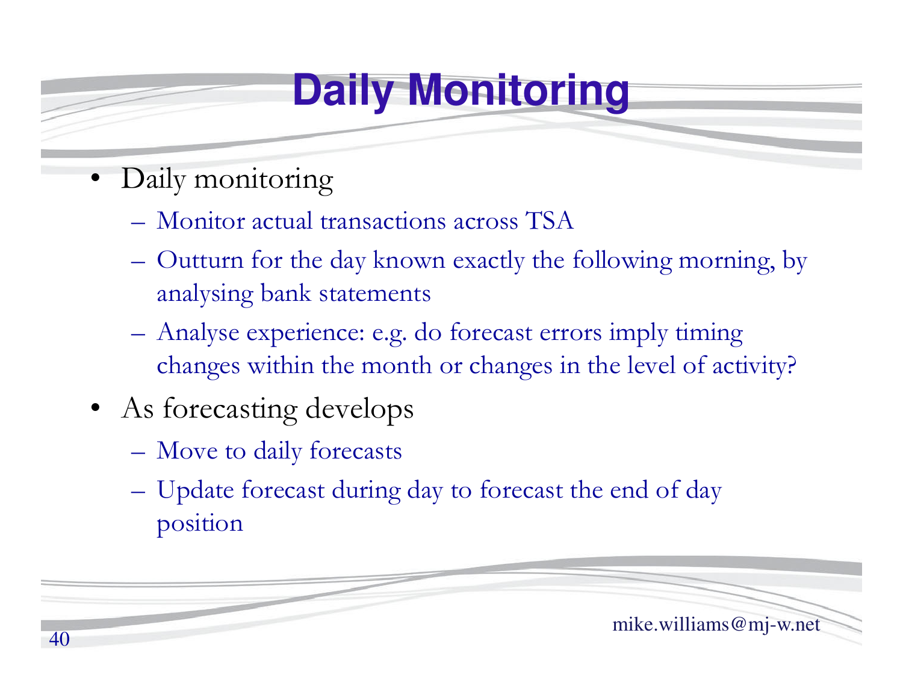# Daily Monitoring

- Daily monitoring
  - Monitor actual transactions across TSA
  - Outturn for the day known exactly the following morning, by analysing bank statements
  - Analyse experience: e.g. do forecast errors imply timing changes within the month or changes in the level of activity?
- As forecasting develops
  - Move to daily forecasts
  - Update forecast during day to forecast the end of day position

mike.williams@mj-w.net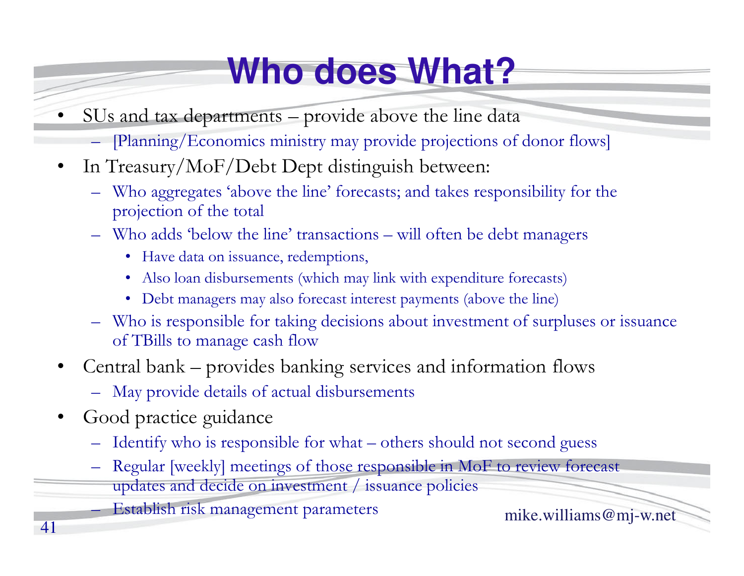# Who does What?

- SUs and tax departments – provide above the line data
  - [Planning/Economics ministry may provide projections of donor flows]
- In Treasury/MoF/Debt Dept distinguish between:
  - Who aggregates 'above the line' forecasts; and takes responsibility for the projection of the total
  - Who adds 'below the line' transactions – will often be debt managers
    - Have data on issuance, redemptions,
    - Also loan disbursements (which may link with expenditure forecasts)
    - Debt managers may also forecast interest payments (above the line)
  - Who is responsible for taking decisions about investment of surpluses or issuance of TBills to manage cash flow
- Central bank – provides banking services and information flows
  - May provide details of actual disbursements
- Good practice guidance
  - Identify who is responsible for what – others should not second guess
  - Regular [weekly] meetings of those responsible in MoF to review forecast updates and decide on investment / issuance policies
  - Establish risk management parameters

mike.williams@mj-w.net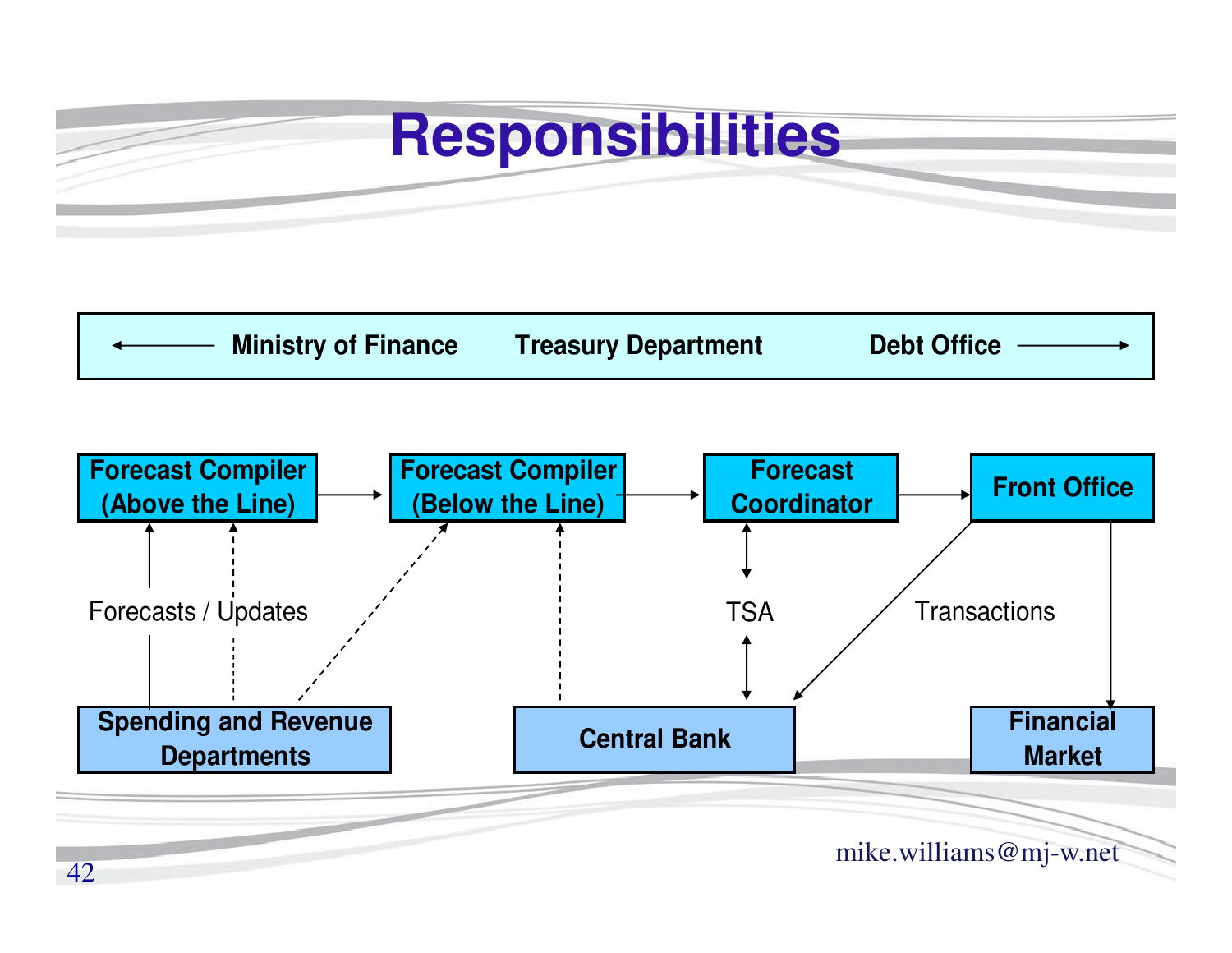# Responsibilities

← Ministry of Finance | Treasury Department | Debt Office →

**Forecast Compiler (Above the Line)** → **Forecast Compiler (Below the Line)** → **Forecast Coordinator** → **Front Office**

Forecasts / Updates

TSA

Transactions

**Spending and Revenue Departments**

**Central Bank**

**Financial Market**

mike.williams@mj-w.net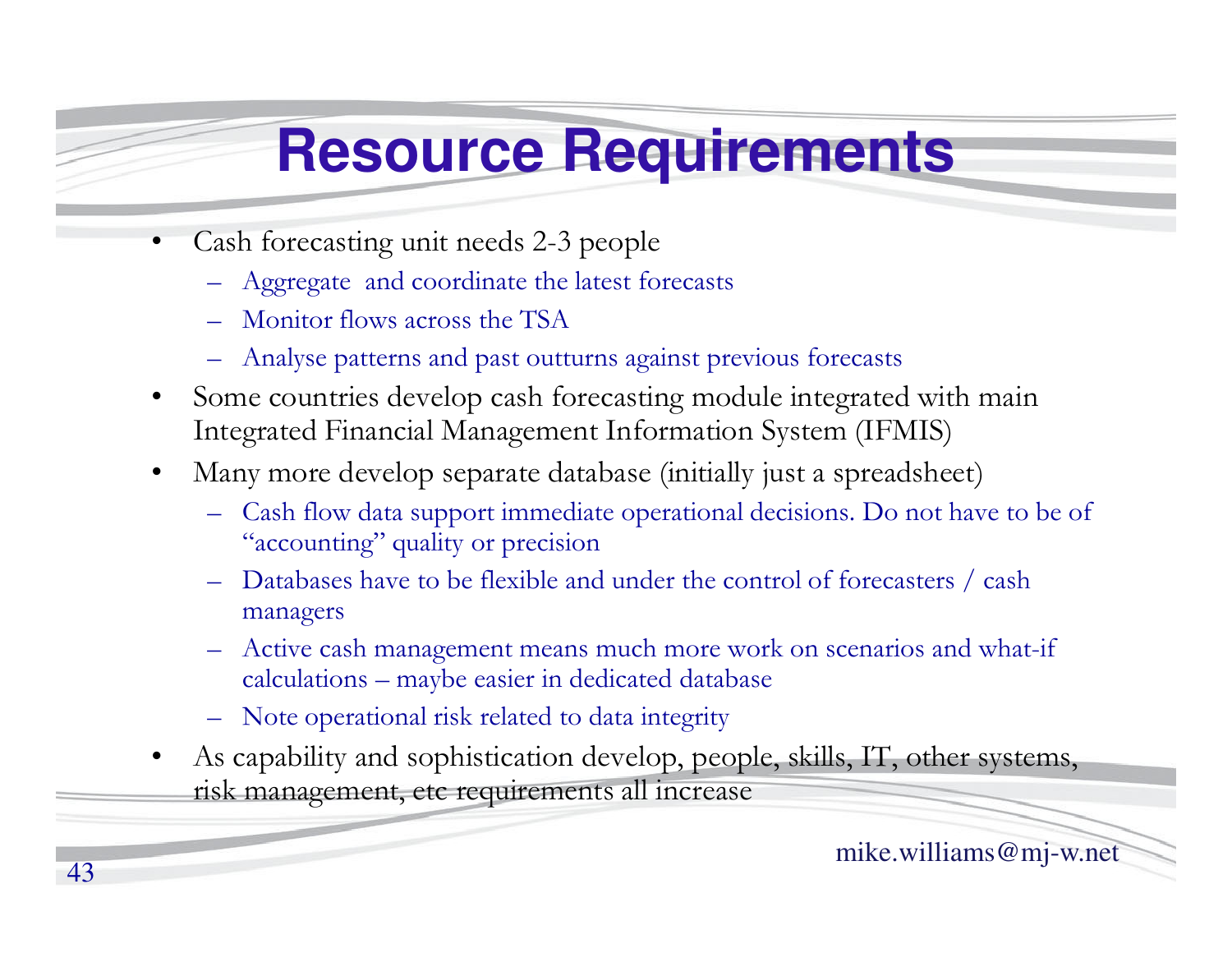# Resource Requirements

- Cash forecasting unit needs 2-3 people
  - Aggregate and coordinate the latest forecasts
  - Monitor flows across the TSA
  - Analyse patterns and past outturns against previous forecasts
- Some countries develop cash forecasting module integrated with main Integrated Financial Management Information System (IFMIS)
- Many more develop separate database (initially just a spreadsheet)
  - Cash flow data support immediate operational decisions. Do not have to be of "accounting" quality or precision
  - Databases have to be flexible and under the control of forecasters / cash managers
  - Active cash management means much more work on scenarios and what-if calculations – maybe easier in dedicated database
  - Note operational risk related to data integrity
- As capability and sophistication develop, people, skills, IT, other systems, risk management, etc requirements all increase

mike.williams@mj-w.net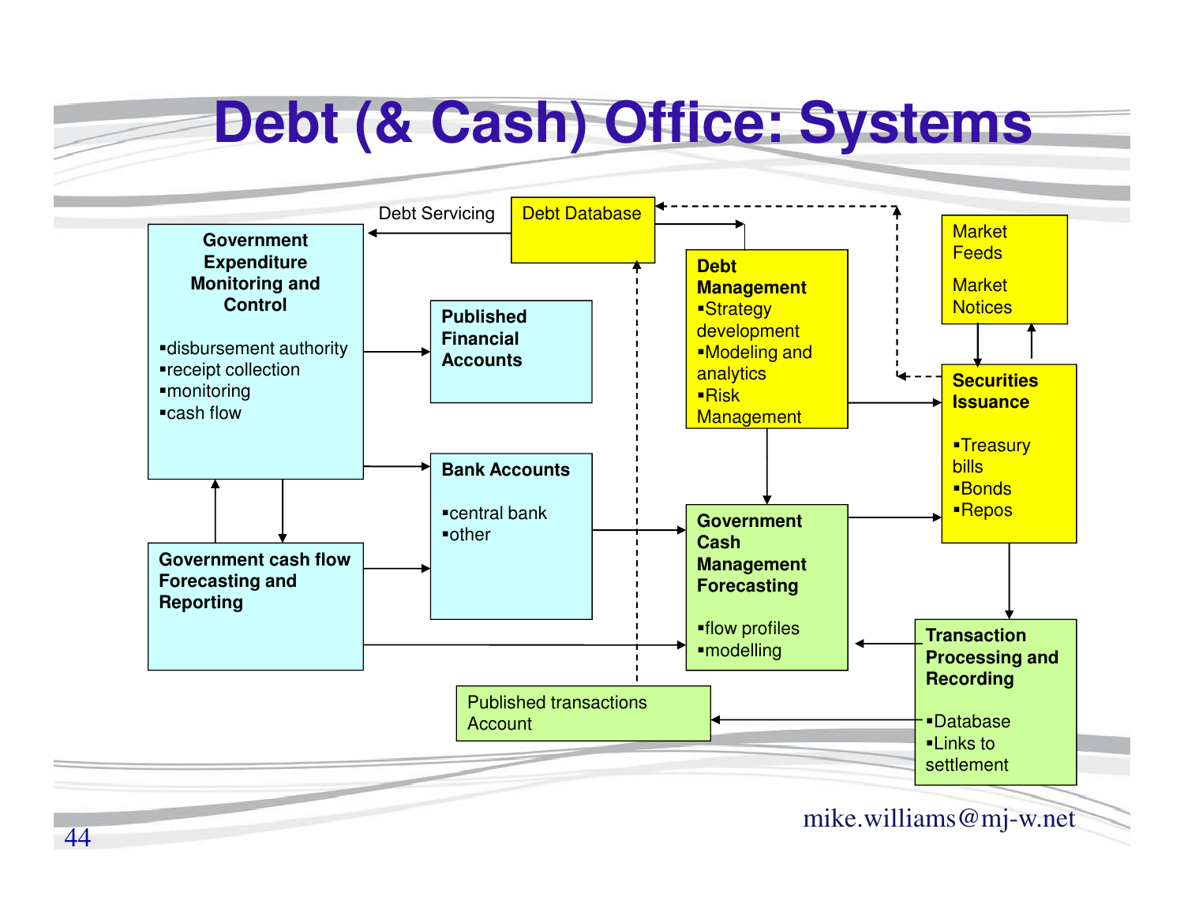# Debt (& Cash) Office: Systems

Debt Servicing

Debt Database

**Government Expenditure Monitoring and Control**

- disbursement authority
- receipt collection
- monitoring
- cash flow

**Published Financial Accounts**

**Debt Management**

- Strategy development
- Modeling and analytics
- Risk Management

Market Feeds

Market Notices

**Securities Issuance**

- Treasury bills
- Bonds
- Repos

**Bank Accounts**

- central bank
- other

**Government cash flow Forecasting and Reporting**

**Government Cash Management Forecasting**

- flow profiles
- modelling

**Transaction Processing and Recording**

- Database
- Links to settlement

Published transactions Account

mike.williams@mj-w.net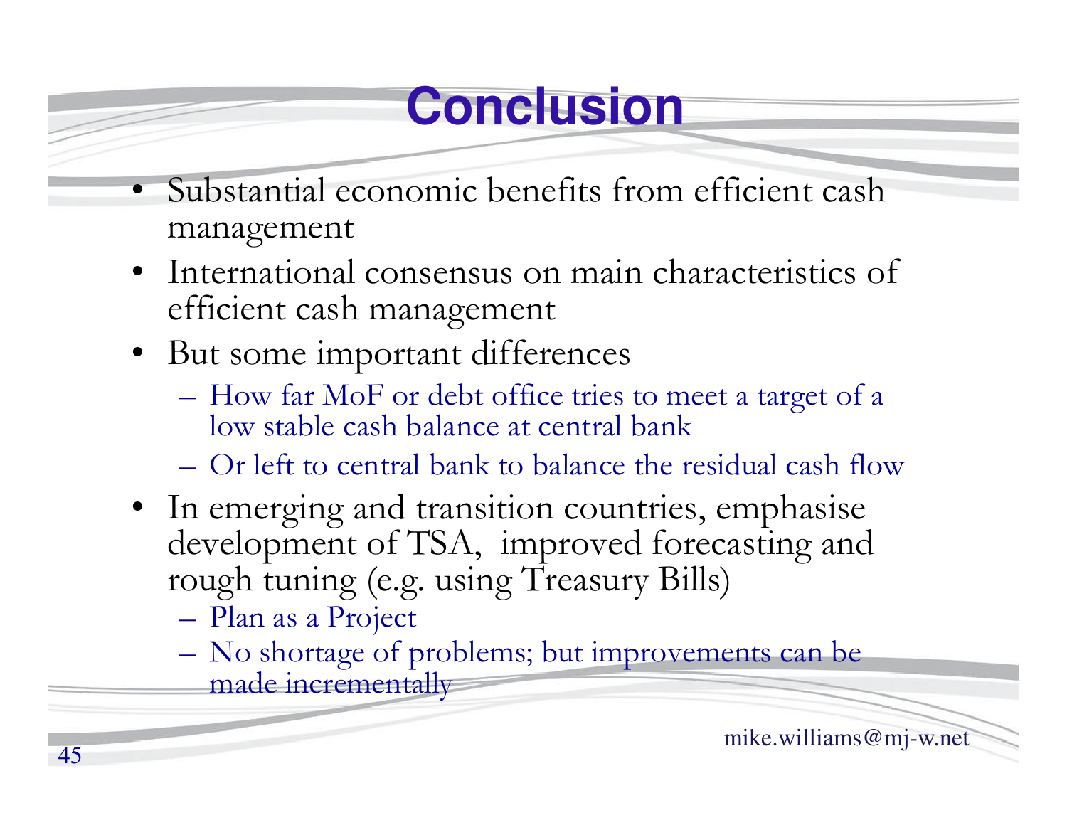# Conclusion

- Substantial economic benefits from efficient cash management
- International consensus on main characteristics of efficient cash management
- But some important differences
  - How far MoF or debt office tries to meet a target of a low stable cash balance at central bank
  - Or left to central bank to balance the residual cash flow
- In emerging and transition countries, emphasise development of TSA, improved forecasting and rough tuning (e.g. using Treasury Bills)
  - Plan as a Project
  - No shortage of problems; but improvements can be made incrementally

mike.williams@mj-w.net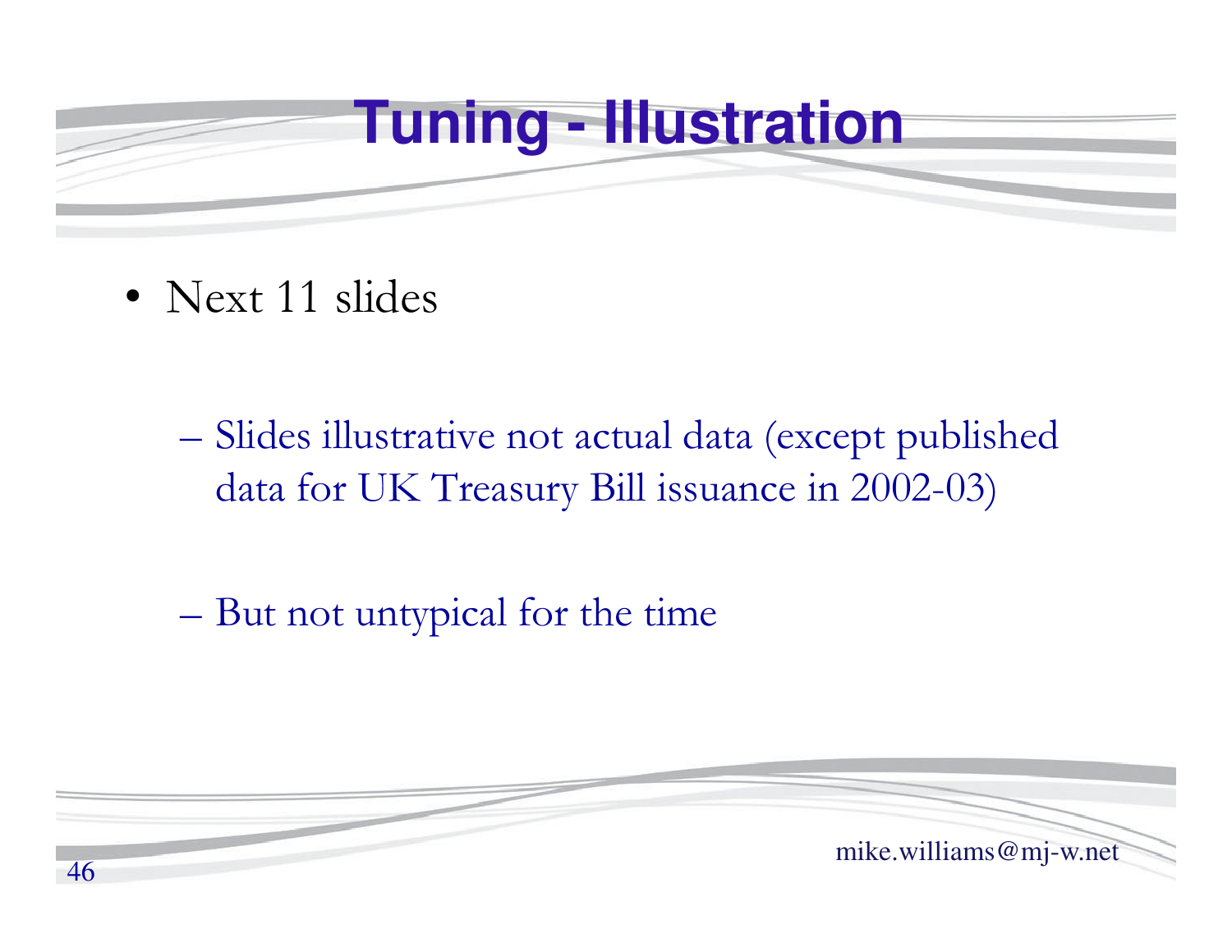# Tuning - Illustration

- Next 11 slides
  - Slides illustrative not actual data (except published data for UK Treasury Bill issuance in 2002-03)
  - But not untypical for the time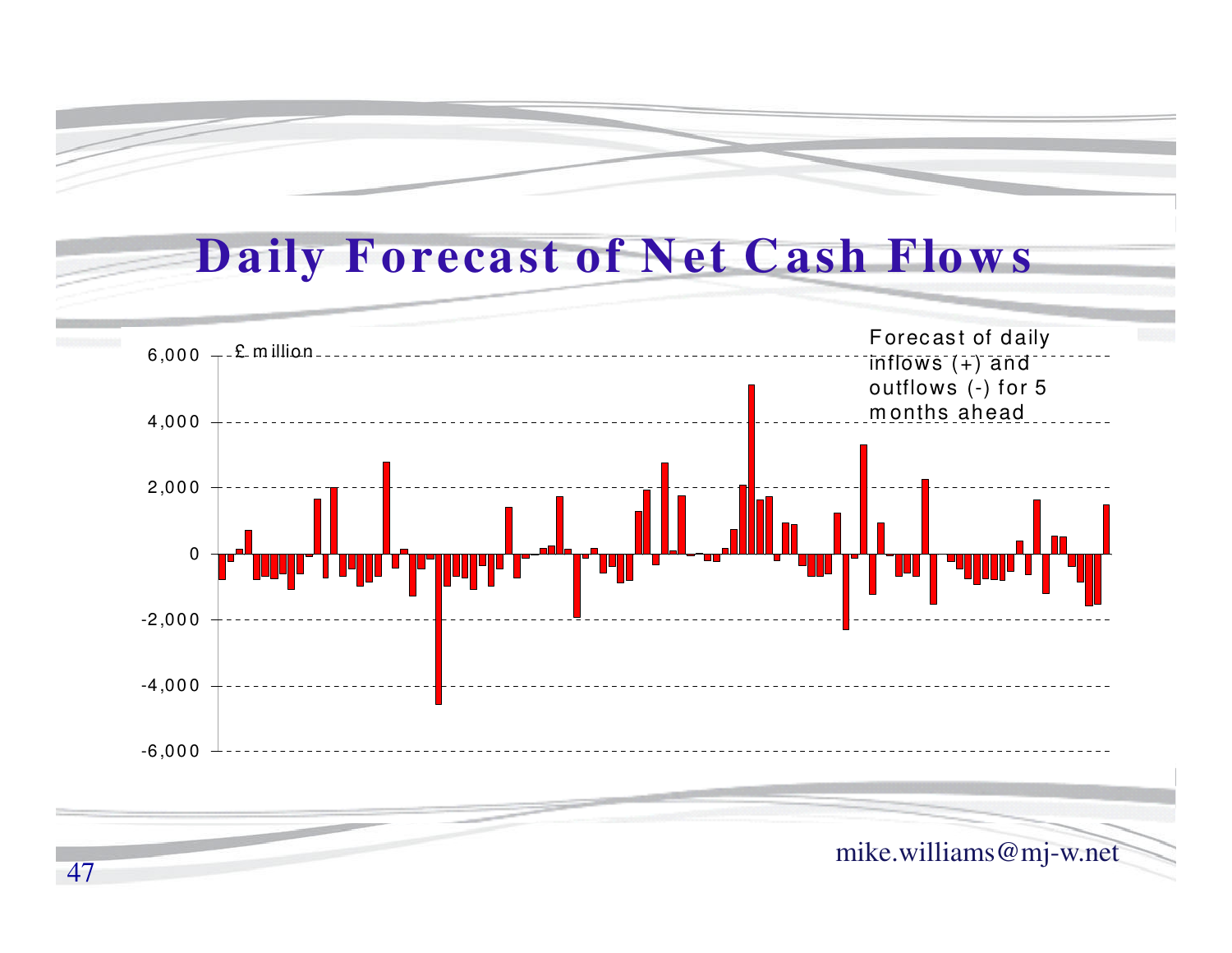# Daily Forecast of Net Cash Flows

£ million

Forecast of daily inflows (+) and outflows (-) for 5 months ahead

6,000
4,000
2,000
0
-2,000
-4,000
-6,000

mike.williams@mj-w.net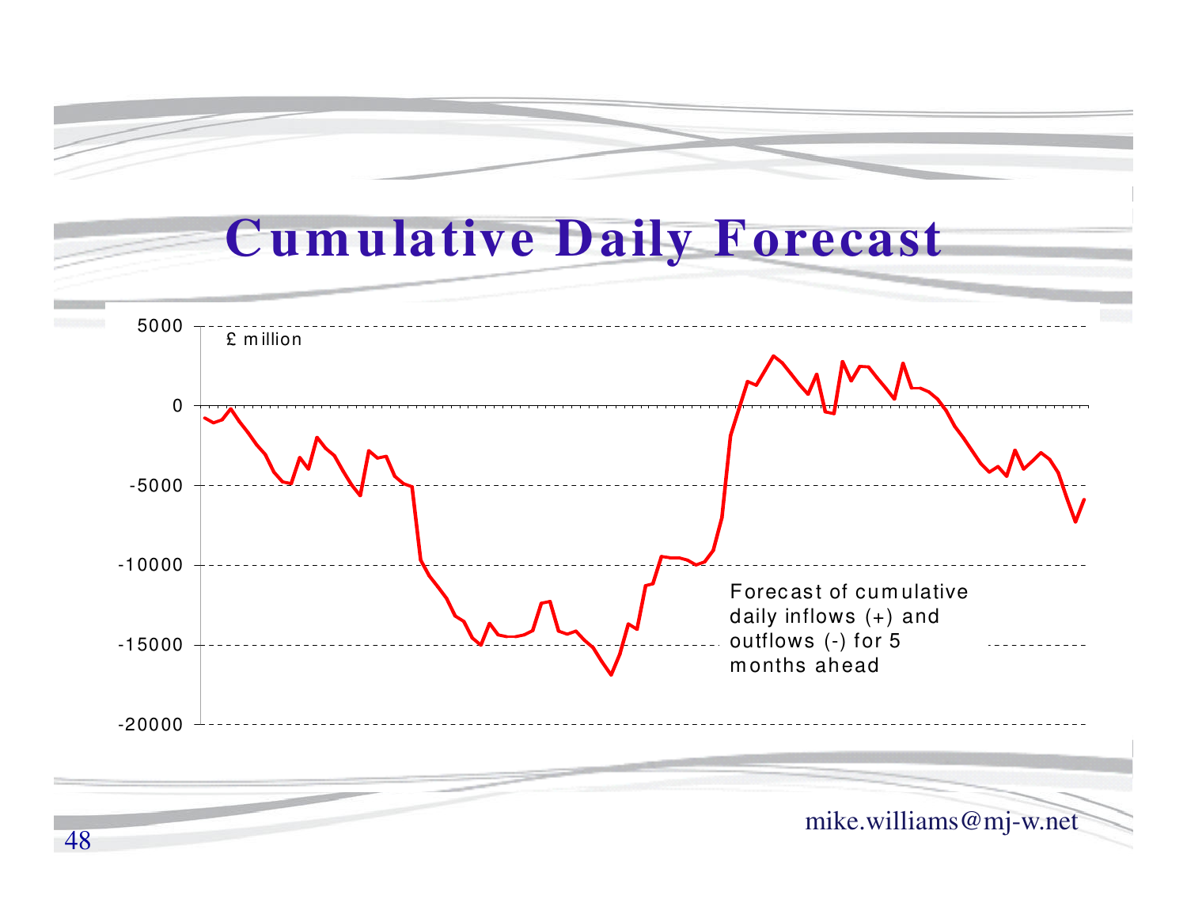# Cumulative Daily Forecast

£ million

5000
0
-5000
-10000
-15000
-20000

Forecast of cumulative daily inflows (+) and outflows (-) for 5 months ahead

mike.williams@mj-w.net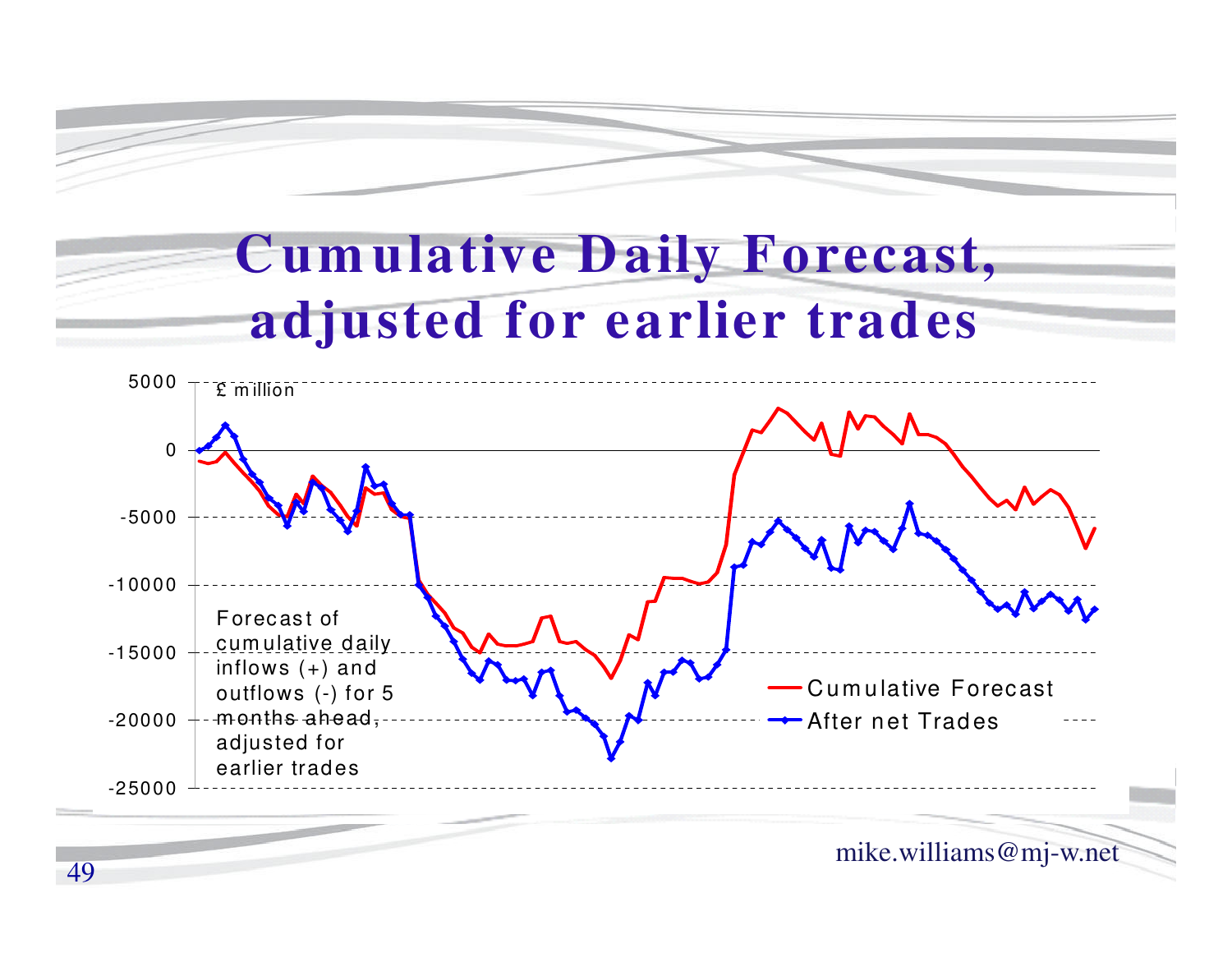# Cumulative Daily Forecast, adjusted for earlier trades

£ million

Forecast of cumulative daily inflows (+) and outflows (-) for 5 months ahead, adjusted for earlier trades

- Cumulative Forecast
- After net Trades

mike.williams@mj-w.net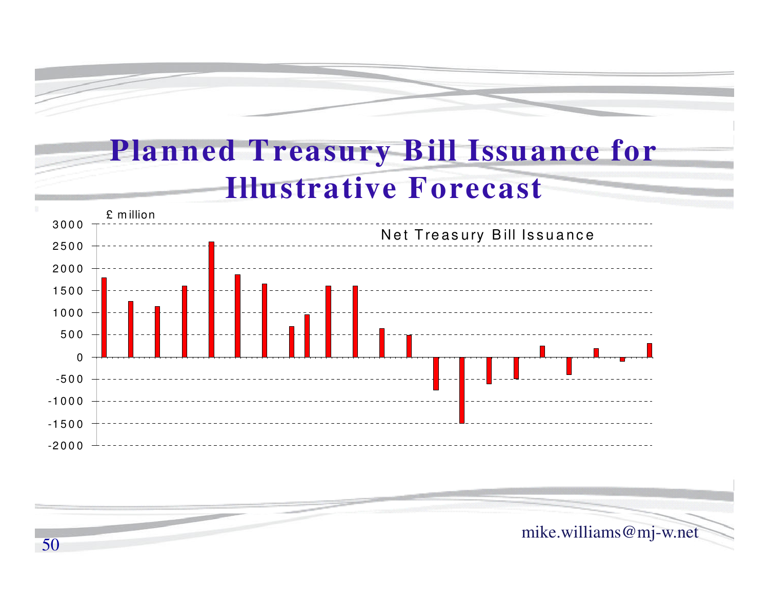# Planned Treasury Bill Issuance for Illustrative Forecast

£ million

Net Treasury Bill Issuance

3000
2500
2000
1500
1000
500
0
-500
-1000
-1500
-2000

mike.williams@mj-w.net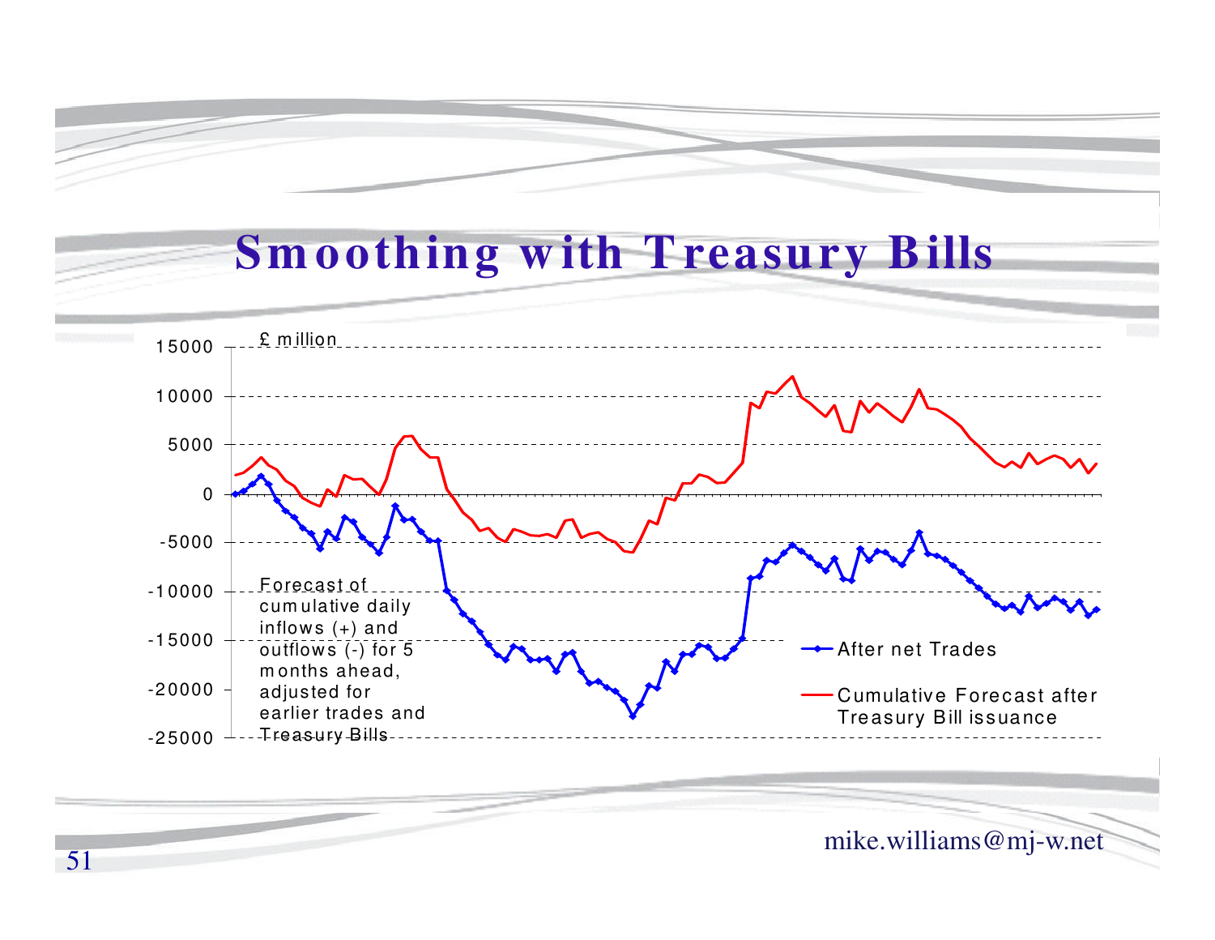# Smoothing with Treasury Bills

£ million

15000
10000
5000
0
-5000
-10000
-15000
-20000
-25000

Forecast of cumulative daily inflows (+) and outflows (-) for 5 months ahead, adjusted for earlier trades and Treasury Bills

After net Trades

Cumulative Forecast after Treasury Bill issuance

mike.williams@mj-w.net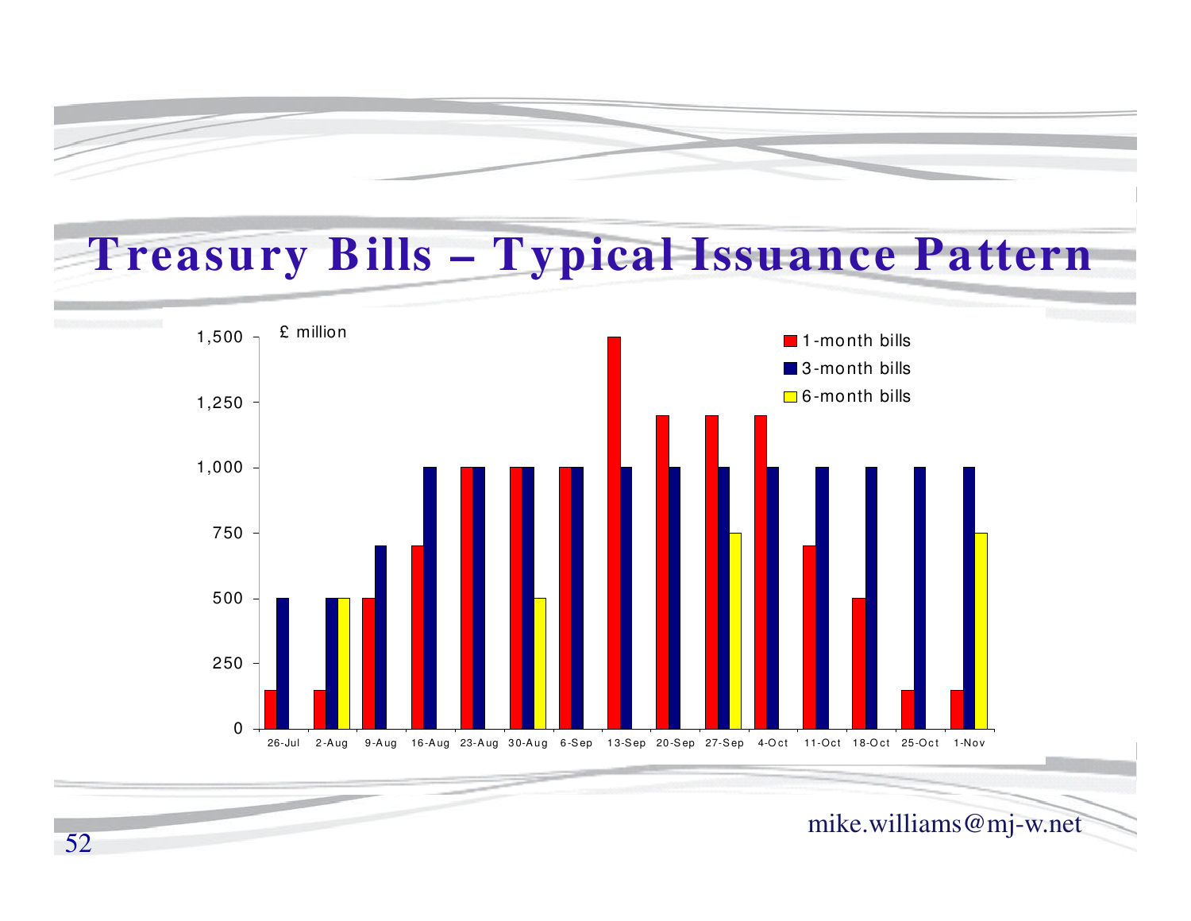# Treasury Bills – Typical Issuance Pattern

£ million

| Date | 1-month bills | 3-month bills | 6-month bills |
|---|---|---|---|
| 26-Jul | 150 | 500 | |
| 2-Aug | 150 | 500 | 500 |
| 9-Aug | 500 | 700 | |
| 16-Aug | 700 | 1,000 | |
| 23-Aug | 1,000 | 1,000 | |
| 30-Aug | 1,000 | 1,000 | 500 |
| 6-Sep | 1,000 | 1,000 | |
| 13-Sep | 1,500 | 1,000 | |
| 20-Sep | 1,200 | 1,000 | |
| 27-Sep | 1,200 | 1,000 | 750 |
| 4-Oct | 1,200 | 1,000 | |
| 11-Oct | 700 | 1,000 | |
| 18-Oct | 500 | 1,000 | |
| 25-Oct | 150 | 1,000 | |
| 1-Nov | 150 | 1,000 | 750 |

mike.williams@mj-w.net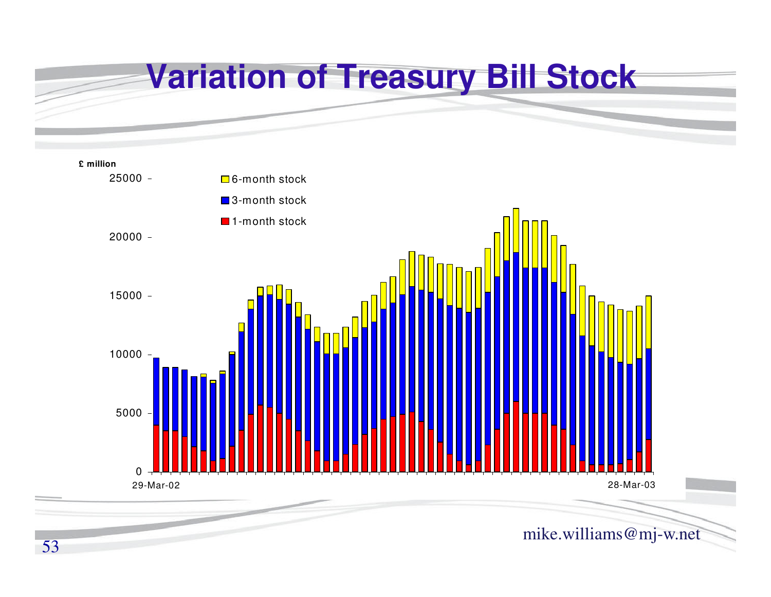# Variation of Treasury Bill Stock

£ million

25000

20000

15000

10000

5000

0

6-month stock

3-month stock

1-month stock

29-Mar-02

28-Mar-03

mike.williams@mj-w.net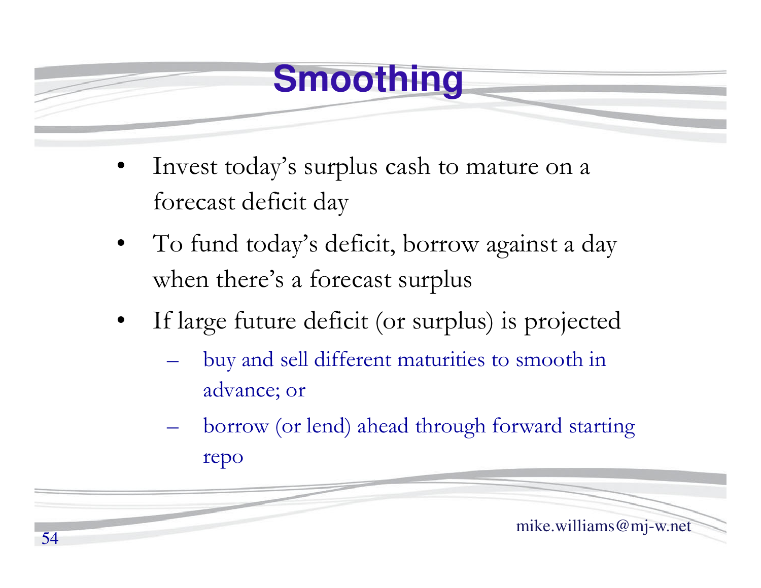# Smoothing

- Invest today's surplus cash to mature on a forecast deficit day
- To fund today's deficit, borrow against a day when there's a forecast surplus
- If large future deficit (or surplus) is projected
  - buy and sell different maturities to smooth in advance; or
  - borrow (or lend) ahead through forward starting repo

mike.williams@mj-w.net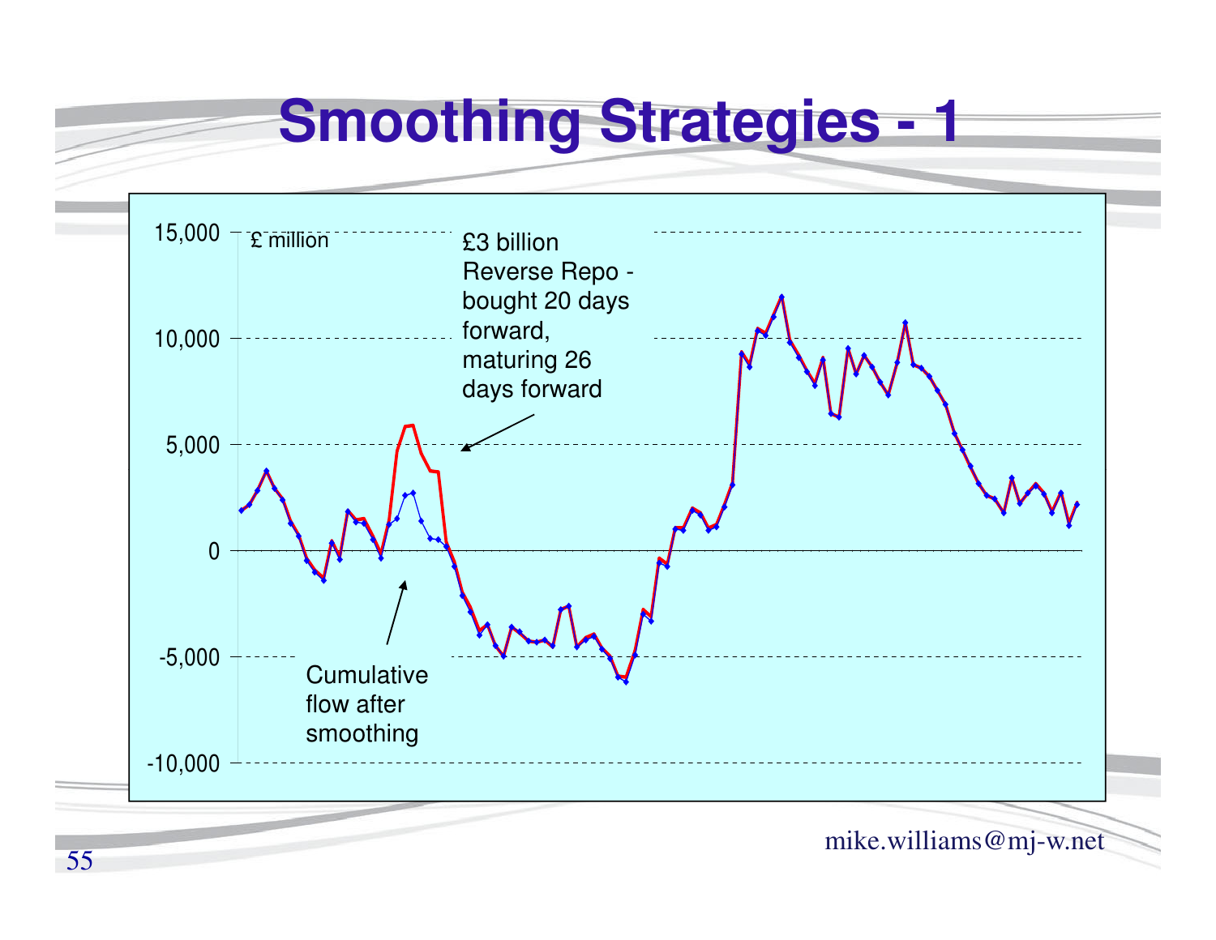# Smoothing Strategies - 1

£ million

15,000

10,000

5,000

0

-5,000

-10,000

£3 billion Reverse Repo - bought 20 days forward, maturing 26 days forward

Cumulative flow after smoothing

mike.williams@mj-w.net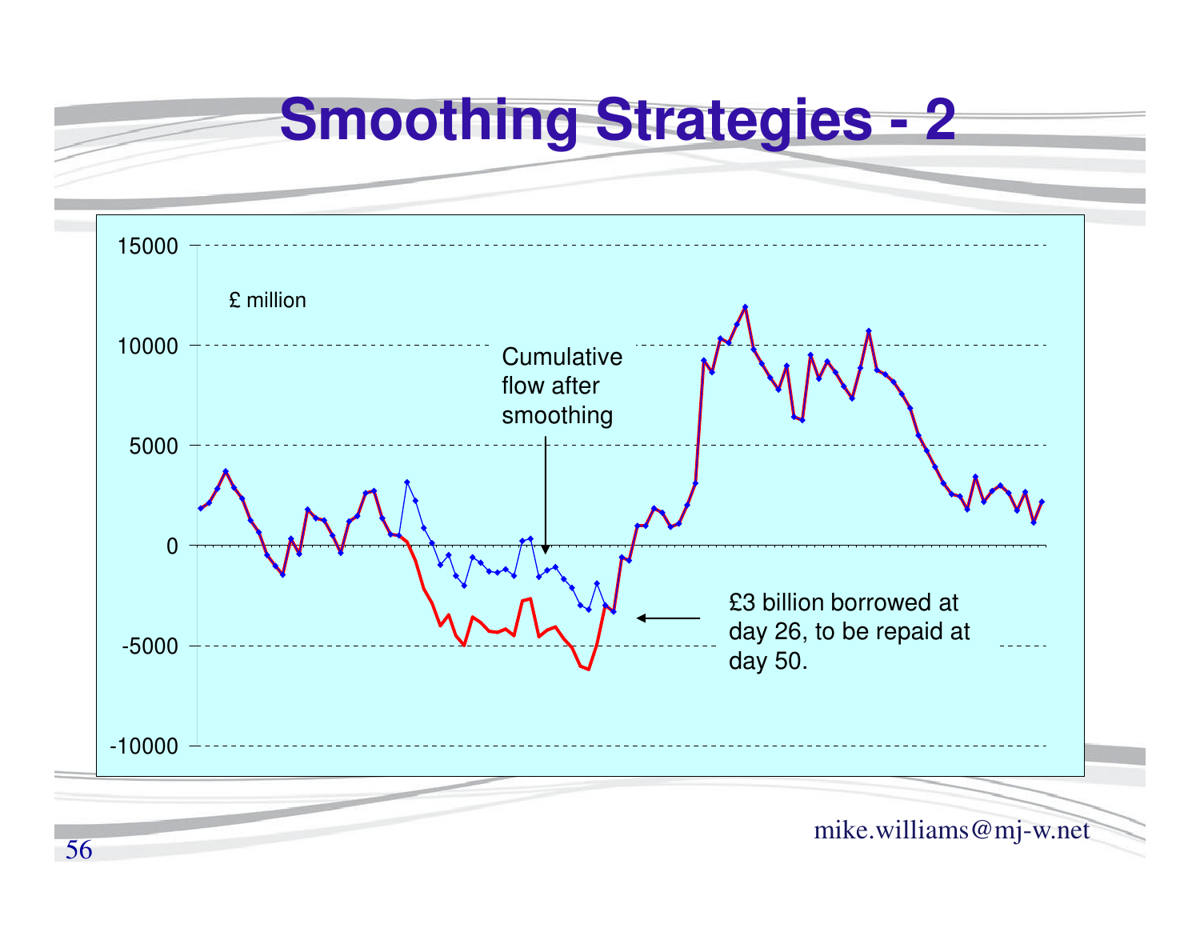# Smoothing Strategies - 2

£ million

Cumulative flow after smoothing

£3 billion borrowed at day 26, to be repaid at day 50.

mike.williams@mj-w.net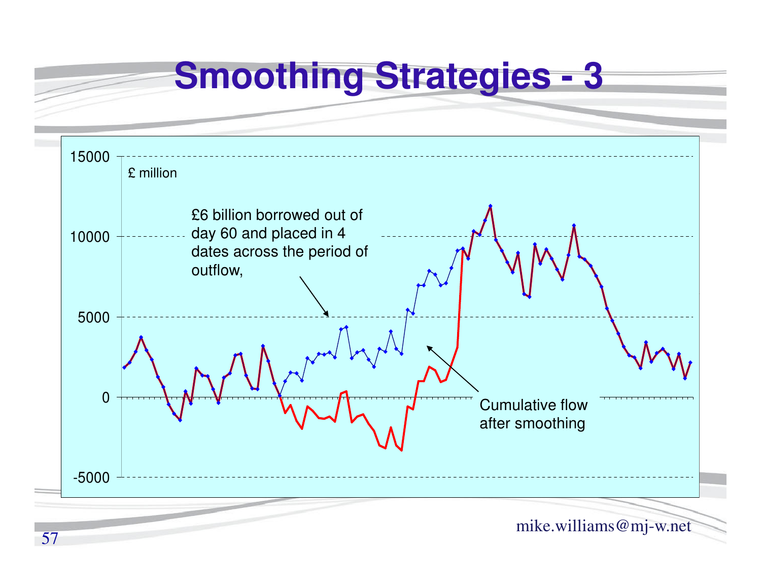# Smoothing Strategies - 3

15000

10000

5000

0

-5000

£ million

£6 billion borrowed out of day 60 and placed in 4 dates across the period of outflow,

Cumulative flow after smoothing

mike.williams@mj-w.net